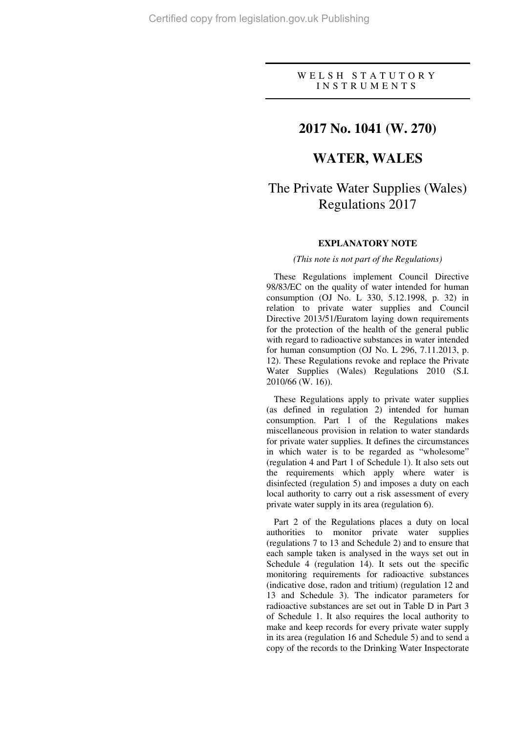WELSH STATUTORY INSTRUMENTS

# 2017 No. 1041 (W. 270)

# WATER, WALES

## The Private Water Supplies (Wales) Regulations 2017

### EXPLANATORY NOTE

*(This note is not part of the Regulations)*

These Regulations implement Council Directive 98/83/EC on the quality of water intended for human consumption (OJ No. L 330, 5.12.1998, p. 32) in relation to private water supplies and Council Directive 2013/51/Euratom laying down requirements for the protection of the health of the general public with regard to radioactive substances in water intended for human consumption (OJ No. L 296, 7.11.2013, p. 12). These Regulations revoke and replace the Private Water Supplies (Wales) Regulations 2010 (S.I. 2010/66 (W. 16)).

These Regulations apply to private water supplies (as defined in regulation 2) intended for human consumption. Part 1 of the Regulations makes miscellaneous provision in relation to water standards for private water supplies. It defines the circumstances in which water is to be regarded as "wholesome" (regulation 4 and Part 1 of Schedule 1). It also sets out the requirements which apply where water is disinfected (regulation 5) and imposes a duty on each local authority to carry out a risk assessment of every private water supply in its area (regulation 6).

Part 2 of the Regulations places a duty on local authorities to monitor private water supplies (regulations 7 to 13 and Schedule 2) and to ensure that each sample taken is analysed in the ways set out in Schedule 4 (regulation 14). It sets out the specific monitoring requirements for radioactive substances (indicative dose, radon and tritium) (regulation 12 and 13 and Schedule 3). The indicator parameters for radioactive substances are set out in Table D in Part 3 of Schedule 1. It also requires the local authority to make and keep records for every private water supply in its area (regulation 16 and Schedule 5) and to send a copy of the records to the Drinking Water Inspectorate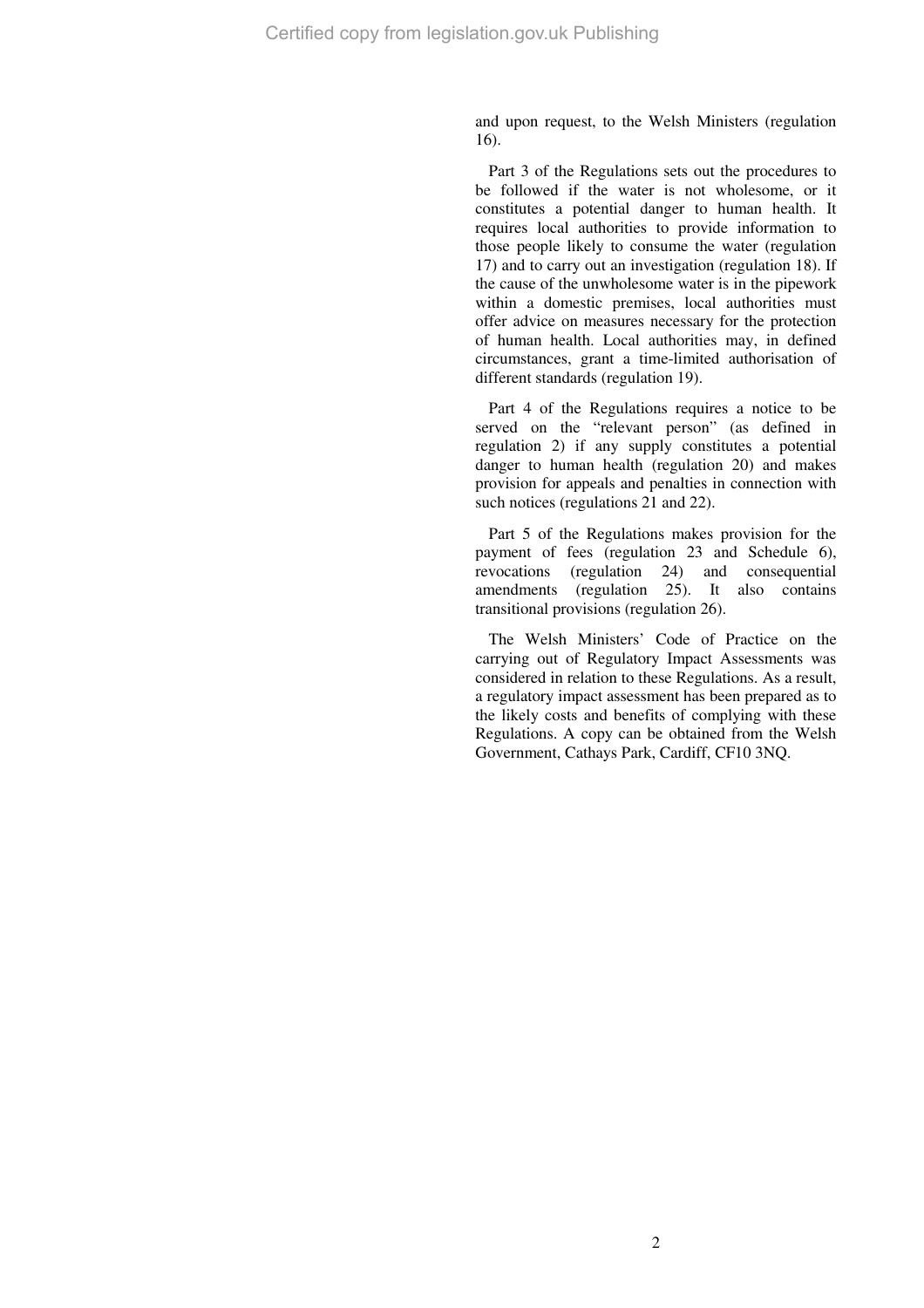and upon request, to the Welsh Ministers (regulation 16).

Part 3 of the Regulations sets out the procedures to be followed if the water is not wholesome, or it constitutes a potential danger to human health. It requires local authorities to provide information to those people likely to consume the water (regulation 17) and to carry out an investigation (regulation 18). If the cause of the unwholesome water is in the pipework within a domestic premises, local authorities must offer advice on measures necessary for the protection of human health. Local authorities may, in defined circumstances, grant a time-limited authorisation of different standards (regulation 19).

Part 4 of the Regulations requires a notice to be served on the "relevant person" (as defined in regulation 2) if any supply constitutes a potential danger to human health (regulation 20) and makes provision for appeals and penalties in connection with such notices (regulations 21 and 22).

Part 5 of the Regulations makes provision for the payment of fees (regulation 23 and Schedule 6), revocations (regulation 24) and consequential amendments (regulation 25). It also contains transitional provisions (regulation 26).

The Welsh Ministers' Code of Practice on the carrying out of Regulatory Impact Assessments was considered in relation to these Regulations. As a result, a regulatory impact assessment has been prepared as to the likely costs and benefits of complying with these Regulations. A copy can be obtained from the Welsh Government, Cathays Park, Cardiff, CF10 3NQ.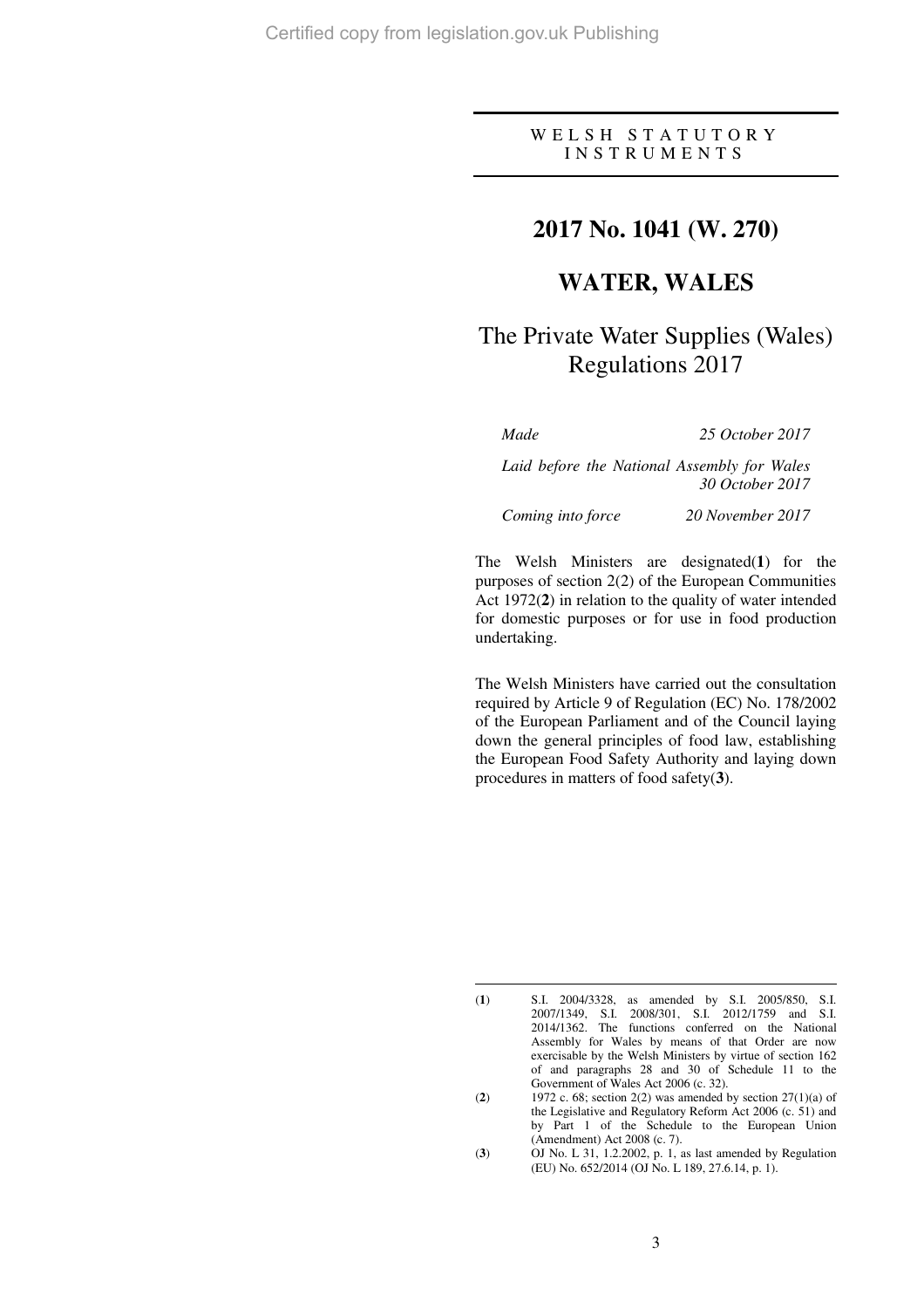WELSH STATUTORY INSTRUMENTS

# 2017 No. 1041 (W. 270)

# WATER, WALES

## The Private Water Supplies (Wales) Regulations 2017

*Made* 25 October 2017

*Laid before the National Assembly for Wales* 30 October 2017

*Coming into force* 20 November 2017

The Welsh Ministers are designated(**1**) for the purposes of section 2(2) of the European Communities Act 1972(**2**) in relation to the quality of water intended for domestic purposes or for use in food production undertaking.

The Welsh Ministers have carried out the consultation required by Article 9 of Regulation (EC) No. 178/2002 of the European Parliament and of the Council laying down the general principles of food law, establishing the European Food Safety Authority and laying down procedures in matters of food safety(**3**).

---

(**1**) S.I. 2004/3328, as amended by S.I. 2005/850, S.I. 2007/1349, S.I. 2008/301, S.I. 2012/1759 and S.I. 2014/1362. The functions conferred on the National Assembly for Wales by means of that Order are now exercisable by the Welsh Ministers by virtue of section 162 of and paragraphs 28 and 30 of Schedule 11 to the Government of Wales Act 2006 (c. 32).

(**2**) 1972 c. 68; section 2(2) was amended by section 27(1)(a) of the Legislative and Regulatory Reform Act 2006 (c. 51) and by Part 1 of the Schedule to the European Union (Amendment) Act 2008 (c. 7).

(**3**) OJ No. L 31, 1.2.2002, p. 1, as last amended by Regulation (EU) No. 652/2014 (OJ No. L 189, 27.6.14, p. 1).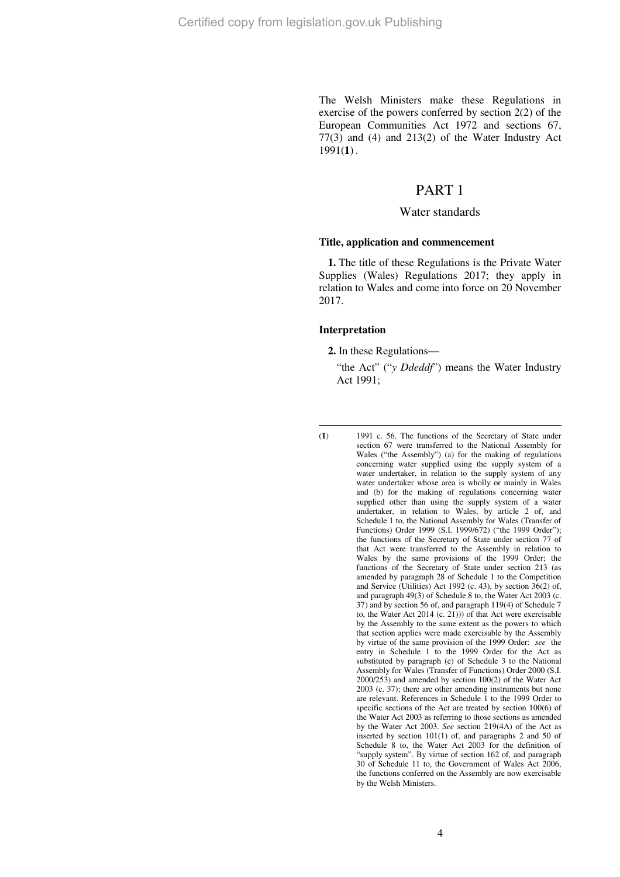The Welsh Ministers make these Regulations in exercise of the powers conferred by section 2(2) of the European Communities Act 1972 and sections 67, 77(3) and (4) and 213(2) of the Water Industry Act 1991(**1**).

# PART 1

## Water standards

### Title, application and commencement

**1.** The title of these Regulations is the Private Water Supplies (Wales) Regulations 2017; they apply in relation to Wales and come into force on 20 November 2017.

### Interpretation

**2.** In these Regulations—

"the Act" ("*y Ddeddf*") means the Water Industry Act 1991;

---

(**1**) 1991 c. 56. The functions of the Secretary of State under section 67 were transferred to the National Assembly for Wales ("the Assembly") (a) for the making of regulations concerning water supplied using the supply system of a water undertaker, in relation to the supply system of any water undertaker whose area is wholly or mainly in Wales and (b) for the making of regulations concerning water supplied other than using the supply system of a water undertaker, in relation to Wales, by article 2 of, and Schedule 1 to, the National Assembly for Wales (Transfer of Functions) Order 1999 (S.I. 1999/672) ("the 1999 Order"); the functions of the Secretary of State under section 77 of that Act were transferred to the Assembly in relation to Wales by the same provisions of the 1999 Order; the functions of the Secretary of State under section 213 (as amended by paragraph 28 of Schedule 1 to the Competition and Service (Utilities) Act 1992 (c. 43), by section 36(2) of, and paragraph 49(3) of Schedule 8 to, the Water Act 2003 (c. 37) and by section 56 of, and paragraph 119(4) of Schedule 7 to, the Water Act 2014 (c. 21))) of that Act were exercisable by the Assembly to the same extent as the powers to which that section applies were made exercisable by the Assembly by virtue of the same provision of the 1999 Order: *see* the entry in Schedule 1 to the 1999 Order for the Act as substituted by paragraph (e) of Schedule 3 to the National Assembly for Wales (Transfer of Functions) Order 2000 (S.I. 2000/253) and amended by section 100(2) of the Water Act 2003 (c. 37); there are other amending instruments but none are relevant. References in Schedule 1 to the 1999 Order to specific sections of the Act are treated by section 100(6) of the Water Act 2003 as referring to those sections as amended by the Water Act 2003. *See* section 219(4A) of the Act as inserted by section 101(1) of, and paragraphs 2 and 50 of Schedule 8 to, the Water Act 2003 for the definition of "supply system". By virtue of section 162 of, and paragraph 30 of Schedule 11 to, the Government of Wales Act 2006, the functions conferred on the Assembly are now exercisable by the Welsh Ministers.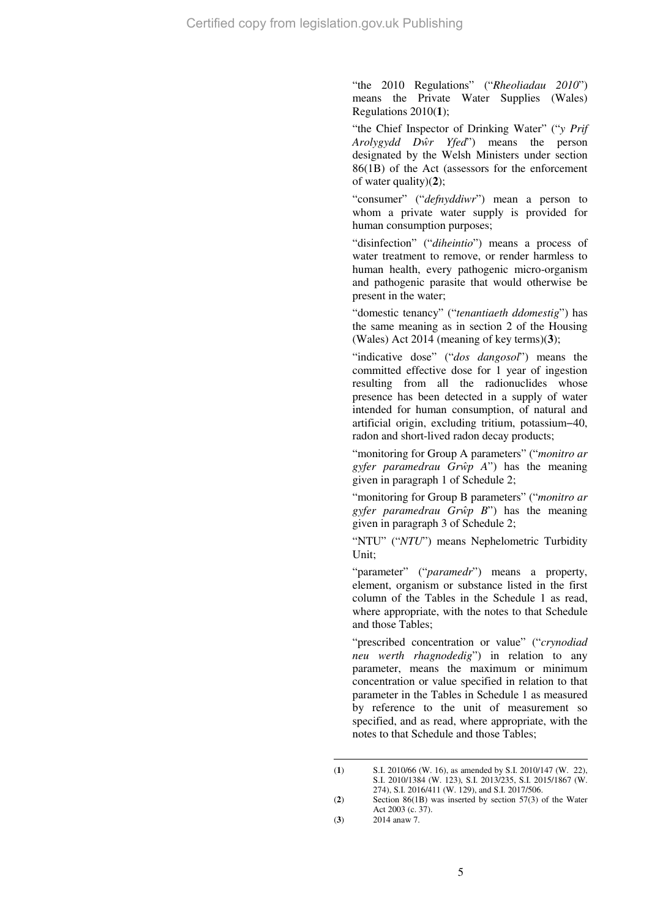"the 2010 Regulations" ("*Rheoliadau 2010*") means the Private Water Supplies (Wales) Regulations 2010([1]);

"the Chief Inspector of Drinking Water" ("*y Prif Arolygydd Dŵr Yfed*") means the person designated by the Welsh Ministers under section 86(1B) of the Act (assessors for the enforcement of water quality)([2]);

"consumer" ("*defnyddiwr*") mean a person to whom a private water supply is provided for human consumption purposes;

"disinfection" ("*diheintio*") means a process of water treatment to remove, or render harmless to human health, every pathogenic micro-organism and pathogenic parasite that would otherwise be present in the water;

"domestic tenancy" ("*tenantiaeth ddomestig*") has the same meaning as in section 2 of the Housing (Wales) Act 2014 (meaning of key terms)([3]);

"indicative dose" ("*dos dangosol*") means the committed effective dose for 1 year of ingestion resulting from all the radionuclides whose presence has been detected in a supply of water intended for human consumption, of natural and artificial origin, excluding tritium, potassium–40, radon and short-lived radon decay products;

"monitoring for Group A parameters" ("*monitro ar gyfer paramedrau Grŵp A*") has the meaning given in paragraph 1 of Schedule 2;

"monitoring for Group B parameters" ("*monitro ar gyfer paramedrau Grŵp B*") has the meaning given in paragraph 3 of Schedule 2;

"NTU" ("*NTU*") means Nephelometric Turbidity Unit;

"parameter" ("*paramedr*") means a property, element, organism or substance listed in the first column of the Tables in the Schedule 1 as read, where appropriate, with the notes to that Schedule and those Tables;

"prescribed concentration or value" ("*crynodiad neu werth rhagnodedig*") in relation to any parameter, means the maximum or minimum concentration or value specified in relation to that parameter in the Tables in Schedule 1 as measured by reference to the unit of measurement so specified, and as read, where appropriate, with the notes to that Schedule and those Tables;

---

(**1**) S.I. 2010/66 (W. 16), as amended by S.I. 2010/147 (W. 22), S.I. 2010/1384 (W. 123), S.I. 2013/235, S.I. 2015/1867 (W. 274), S.I. 2016/411 (W. 129), and S.I. 2017/506.

(**2**) Section 86(1B) was inserted by section 57(3) of the Water Act 2003 (c. 37).

(**3**) 2014 anaw 7.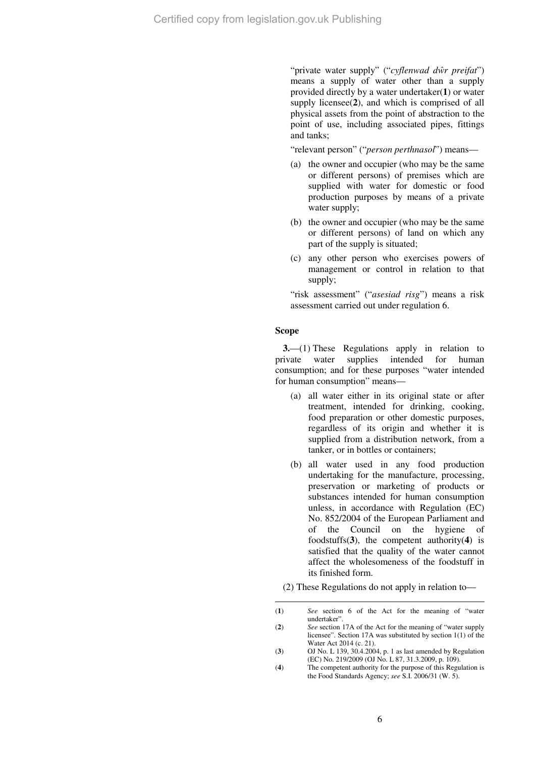"private water supply" ("*cyflenwad dŵr preifat*") means a supply of water other than a supply provided directly by a water undertaker(**1**) or water supply licensee(**2**), and which is comprised of all physical assets from the point of abstraction to the point of use, including associated pipes, fittings and tanks;

"relevant person" ("*person perthnasol*") means—

- (a) the owner and occupier (who may be the same or different persons) of premises which are supplied with water for domestic or food production purposes by means of a private water supply;
- (b) the owner and occupier (who may be the same or different persons) of land on which any part of the supply is situated;
- (c) any other person who exercises powers of management or control in relation to that supply;

"risk assessment" ("*asesiad risg*") means a risk assessment carried out under regulation 6.

**Scope**

**3.**—(1) These Regulations apply in relation to private water supplies intended for human consumption; and for these purposes "water intended for human consumption" means—

- (a) all water either in its original state or after treatment, intended for drinking, cooking, food preparation or other domestic purposes, regardless of its origin and whether it is supplied from a distribution network, from a tanker, or in bottles or containers;
- (b) all water used in any food production undertaking for the manufacture, processing, preservation or marketing of products or substances intended for human consumption unless, in accordance with Regulation (EC) No. 852/2004 of the European Parliament and of the Council on the hygiene of foodstuffs(**3**), the competent authority(**4**) is satisfied that the quality of the water cannot affect the wholesomeness of the foodstuff in its finished form.

(2) These Regulations do not apply in relation to—

---

(**1**) *See* section 6 of the Act for the meaning of "water undertaker".

(**2**) *See* section 17A of the Act for the meaning of "water supply licensee". Section 17A was substituted by section 1(1) of the Water Act 2014 (c. 21).

(**3**) OJ No. L 139, 30.4.2004, p. 1 as last amended by Regulation (EC) No. 219/2009 (OJ No. L 87, 31.3.2009, p. 109).

(**4**) The competent authority for the purpose of this Regulation is the Food Standards Agency; *see* S.I. 2006/31 (W. 5).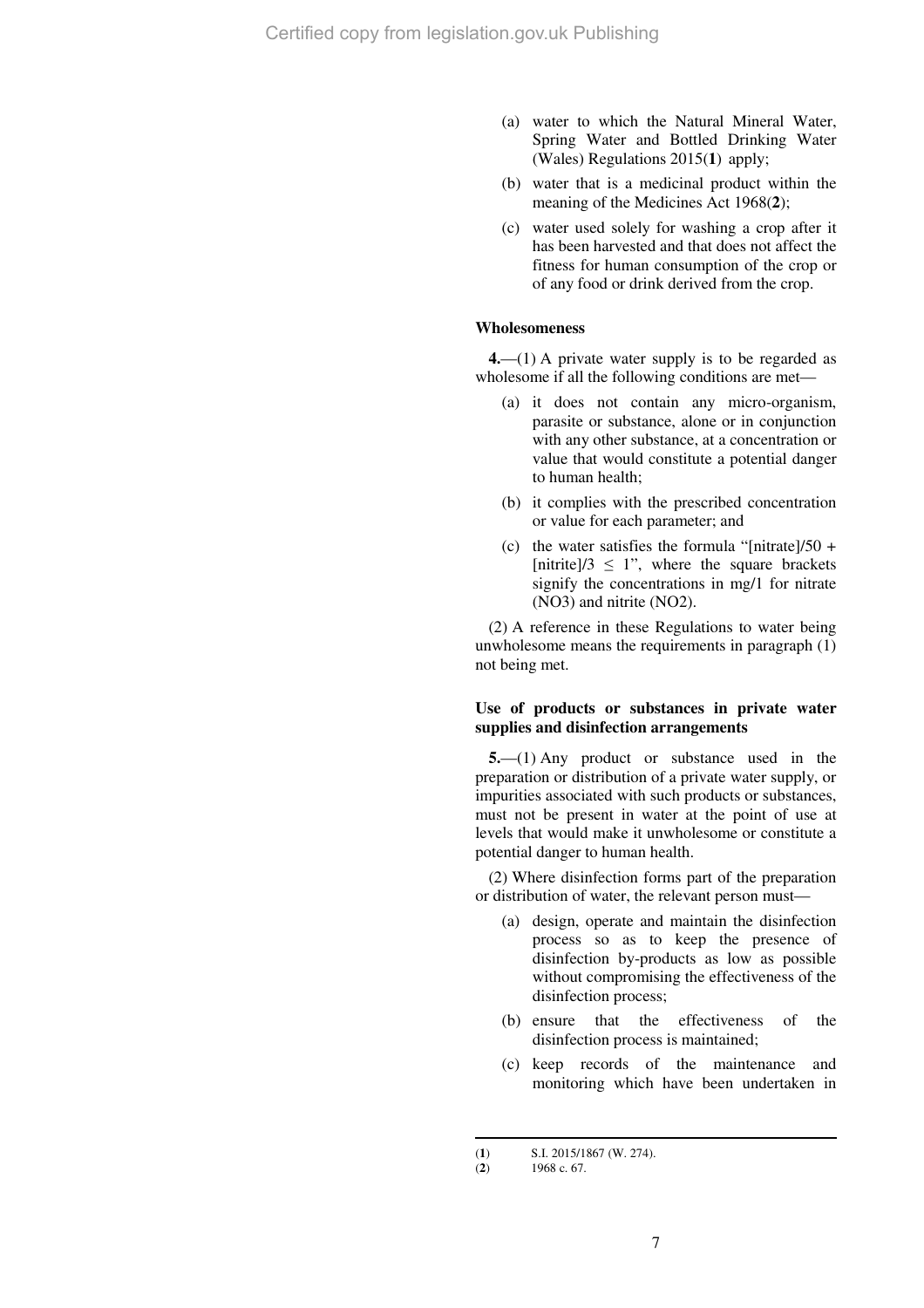(a) water to which the Natural Mineral Water, Spring Water and Bottled Drinking Water (Wales) Regulations 2015([1]) apply;

(b) water that is a medicinal product within the meaning of the Medicines Act 1968([2]);

(c) water used solely for washing a crop after it has been harvested and that does not affect the fitness for human consumption of the crop or of any food or drink derived from the crop.

**Wholesomeness**

**4.**—(1) A private water supply is to be regarded as wholesome if all the following conditions are met—

(a) it does not contain any micro-organism, parasite or substance, alone or in conjunction with any other substance, at a concentration or value that would constitute a potential danger to human health;

(b) it complies with the prescribed concentration or value for each parameter; and

(c) the water satisfies the formula "$[\text{nitrate}]/50 + [\text{nitrite}]/3 \leq 1$", where the square brackets signify the concentrations in mg/1 for nitrate ($NO_3$) and nitrite ($NO_2$).

(2) A reference in these Regulations to water being unwholesome means the requirements in paragraph (1) not being met.

**Use of products or substances in private water supplies and disinfection arrangements**

**5.**—(1) Any product or substance used in the preparation or distribution of a private water supply, or impurities associated with such products or substances, must not be present in water at the point of use at levels that would make it unwholesome or constitute a potential danger to human health.

(2) Where disinfection forms part of the preparation or distribution of water, the relevant person must—

(a) design, operate and maintain the disinfection process so as to keep the presence of disinfection by-products as low as possible without compromising the effectiveness of the disinfection process;

(b) ensure that the effectiveness of the disinfection process is maintained;

(c) keep records of the maintenance and monitoring which have been undertaken in

---

([1]) S.I. 2015/1867 (W. 274).

([2]) 1968 c. 67.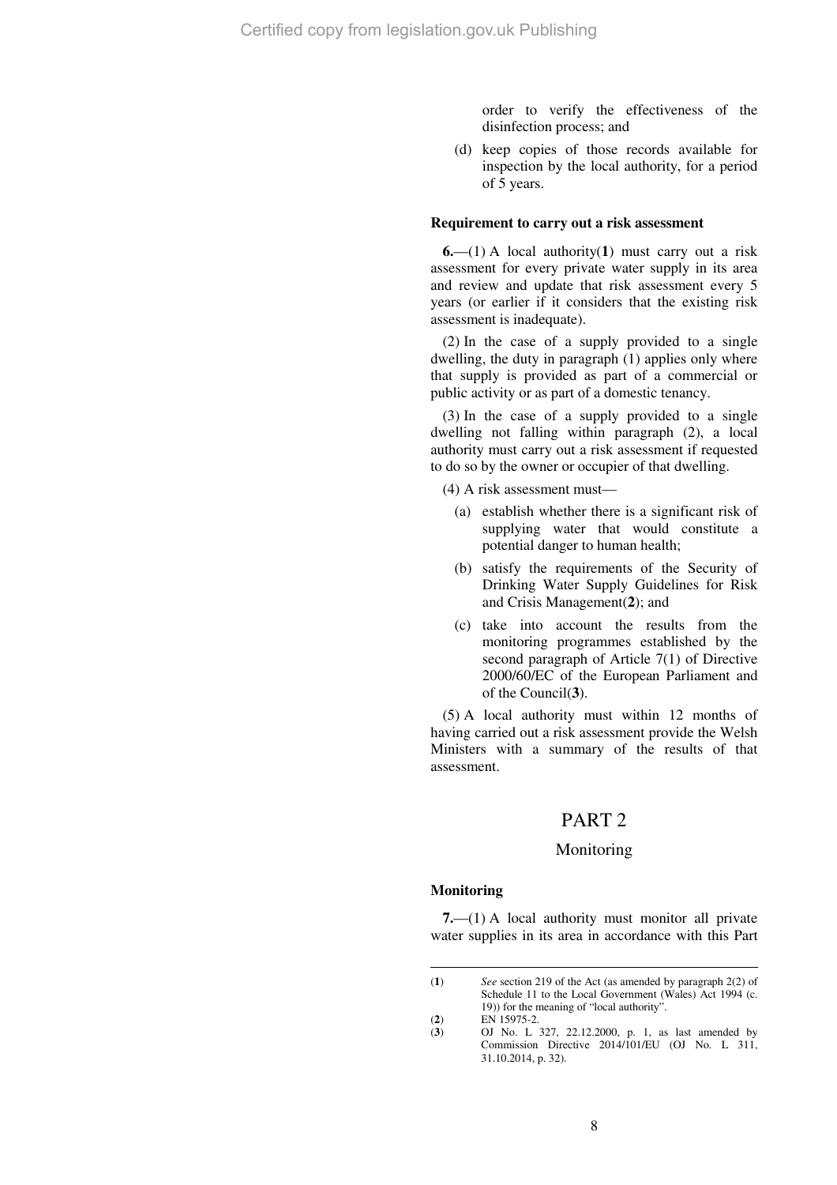order to verify the effectiveness of the disinfection process; and

(d) keep copies of those records available for inspection by the local authority, for a period of 5 years.

**Requirement to carry out a risk assessment**

**6.**—(1) A local authority([1]) must carry out a risk assessment for every private water supply in its area and review and update that risk assessment every 5 years (or earlier if it considers that the existing risk assessment is inadequate).

(2) In the case of a supply provided to a single dwelling, the duty in paragraph (1) applies only where that supply is provided as part of a commercial or public activity or as part of a domestic tenancy.

(3) In the case of a supply provided to a single dwelling not falling within paragraph (2), a local authority must carry out a risk assessment if requested to do so by the owner or occupier of that dwelling.

(4) A risk assessment must—

(a) establish whether there is a significant risk of supplying water that would constitute a potential danger to human health;

(b) satisfy the requirements of the Security of Drinking Water Supply Guidelines for Risk and Crisis Management([2]); and

(c) take into account the results from the monitoring programmes established by the second paragraph of Article 7(1) of Directive 2000/60/EC of the European Parliament and of the Council([3]).

(5) A local authority must within 12 months of having carried out a risk assessment provide the Welsh Ministers with a summary of the results of that assessment.

## PART 2

### Monitoring

**Monitoring**

**7.**—(1) A local authority must monitor all private water supplies in its area in accordance with this Part

---

([1]) *See* section 219 of the Act (as amended by paragraph 2(2) of Schedule 11 to the Local Government (Wales) Act 1994 (c. 19)) for the meaning of "local authority".

([2]) EN 15975-2.

([3]) OJ No. L 327, 22.12.2000, p. 1, as last amended by Commission Directive 2014/101/EU (OJ No. L 311, 31.10.2014, p. 32).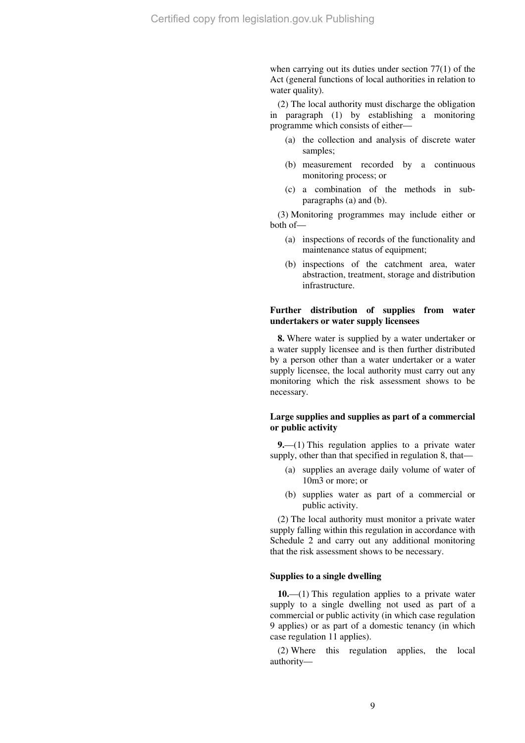when carrying out its duties under section 77(1) of the Act (general functions of local authorities in relation to water quality).

(2) The local authority must discharge the obligation in paragraph (1) by establishing a monitoring programme which consists of either—

- (a) the collection and analysis of discrete water samples;
- (b) measurement recorded by a continuous monitoring process; or
- (c) a combination of the methods in sub-paragraphs (a) and (b).

(3) Monitoring programmes may include either or both of—

- (a) inspections of records of the functionality and maintenance status of equipment;
- (b) inspections of the catchment area, water abstraction, treatment, storage and distribution infrastructure.

**Further distribution of supplies from water undertakers or water supply licensees**

**8.** Where water is supplied by a water undertaker or a water supply licensee and is then further distributed by a person other than a water undertaker or a water supply licensee, the local authority must carry out any monitoring which the risk assessment shows to be necessary.

**Large supplies and supplies as part of a commercial or public activity**

**9.**—(1) This regulation applies to a private water supply, other than that specified in regulation 8, that—

- (a) supplies an average daily volume of water of 10m3 or more; or
- (b) supplies water as part of a commercial or public activity.

(2) The local authority must monitor a private water supply falling within this regulation in accordance with Schedule 2 and carry out any additional monitoring that the risk assessment shows to be necessary.

**Supplies to a single dwelling**

**10.**—(1) This regulation applies to a private water supply to a single dwelling not used as part of a commercial or public activity (in which case regulation 9 applies) or as part of a domestic tenancy (in which case regulation 11 applies).

(2) Where this regulation applies, the local authority—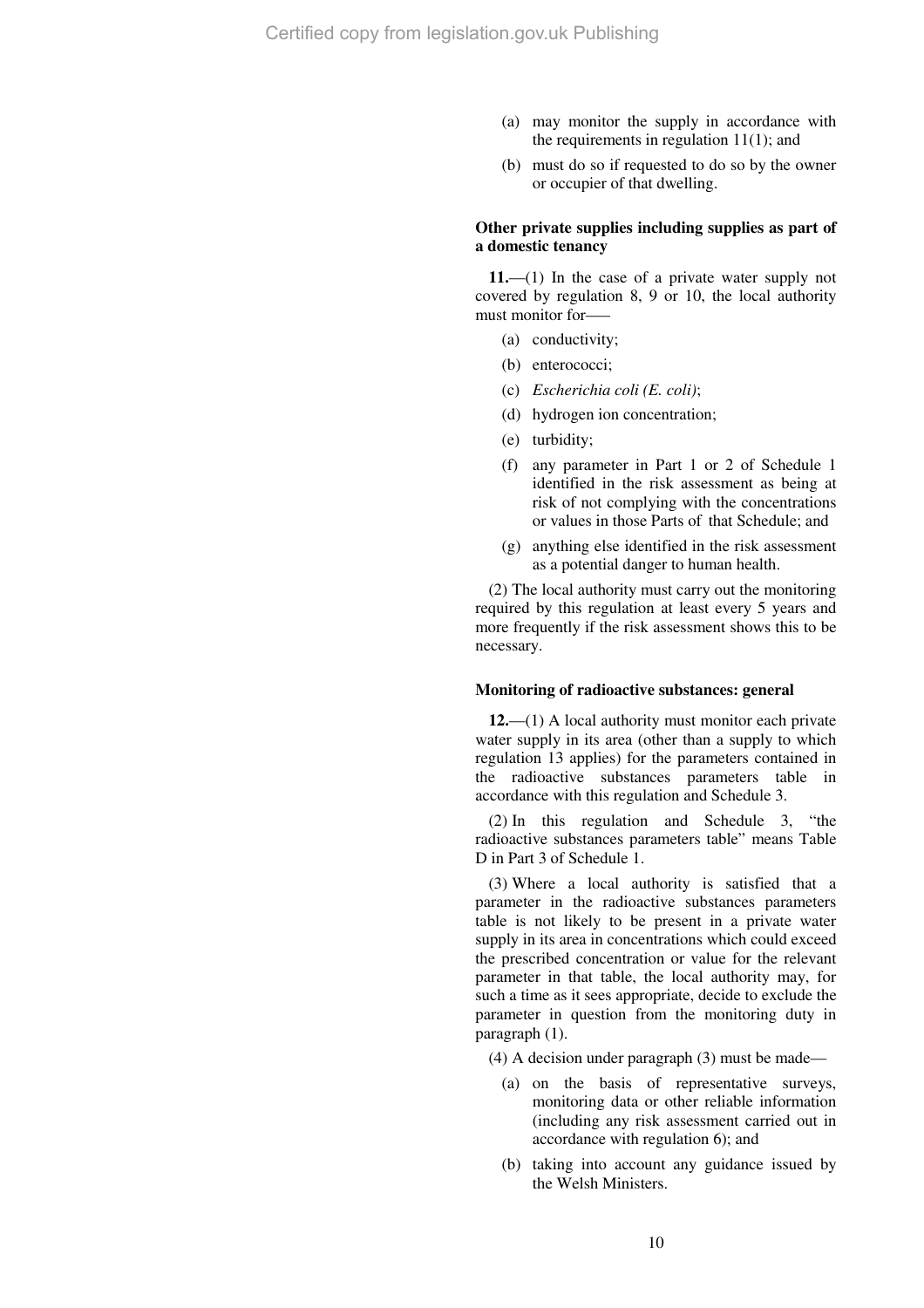(a) may monitor the supply in accordance with the requirements in regulation 11(1); and

(b) must do so if requested to do so by the owner or occupier of that dwelling.

**Other private supplies including supplies as part of a domestic tenancy**

**11.**—(1) In the case of a private water supply not covered by regulation 8, 9 or 10, the local authority must monitor for—

(a) conductivity;

(b) enterococci;

(c) *Escherichia coli (E. coli)*;

(d) hydrogen ion concentration;

(e) turbidity;

(f) any parameter in Part 1 or 2 of Schedule 1 identified in the risk assessment as being at risk of not complying with the concentrations or values in those Parts of that Schedule; and

(g) anything else identified in the risk assessment as a potential danger to human health.

(2) The local authority must carry out the monitoring required by this regulation at least every 5 years and more frequently if the risk assessment shows this to be necessary.

**Monitoring of radioactive substances: general**

**12.**—(1) A local authority must monitor each private water supply in its area (other than a supply to which regulation 13 applies) for the parameters contained in the radioactive substances parameters table in accordance with this regulation and Schedule 3.

(2) In this regulation and Schedule 3, "the radioactive substances parameters table" means Table D in Part 3 of Schedule 1.

(3) Where a local authority is satisfied that a parameter in the radioactive substances parameters table is not likely to be present in a private water supply in its area in concentrations which could exceed the prescribed concentration or value for the relevant parameter in that table, the local authority may, for such a time as it sees appropriate, decide to exclude the parameter in question from the monitoring duty in paragraph (1).

(4) A decision under paragraph (3) must be made—

(a) on the basis of representative surveys, monitoring data or other reliable information (including any risk assessment carried out in accordance with regulation 6); and

(b) taking into account any guidance issued by the Welsh Ministers.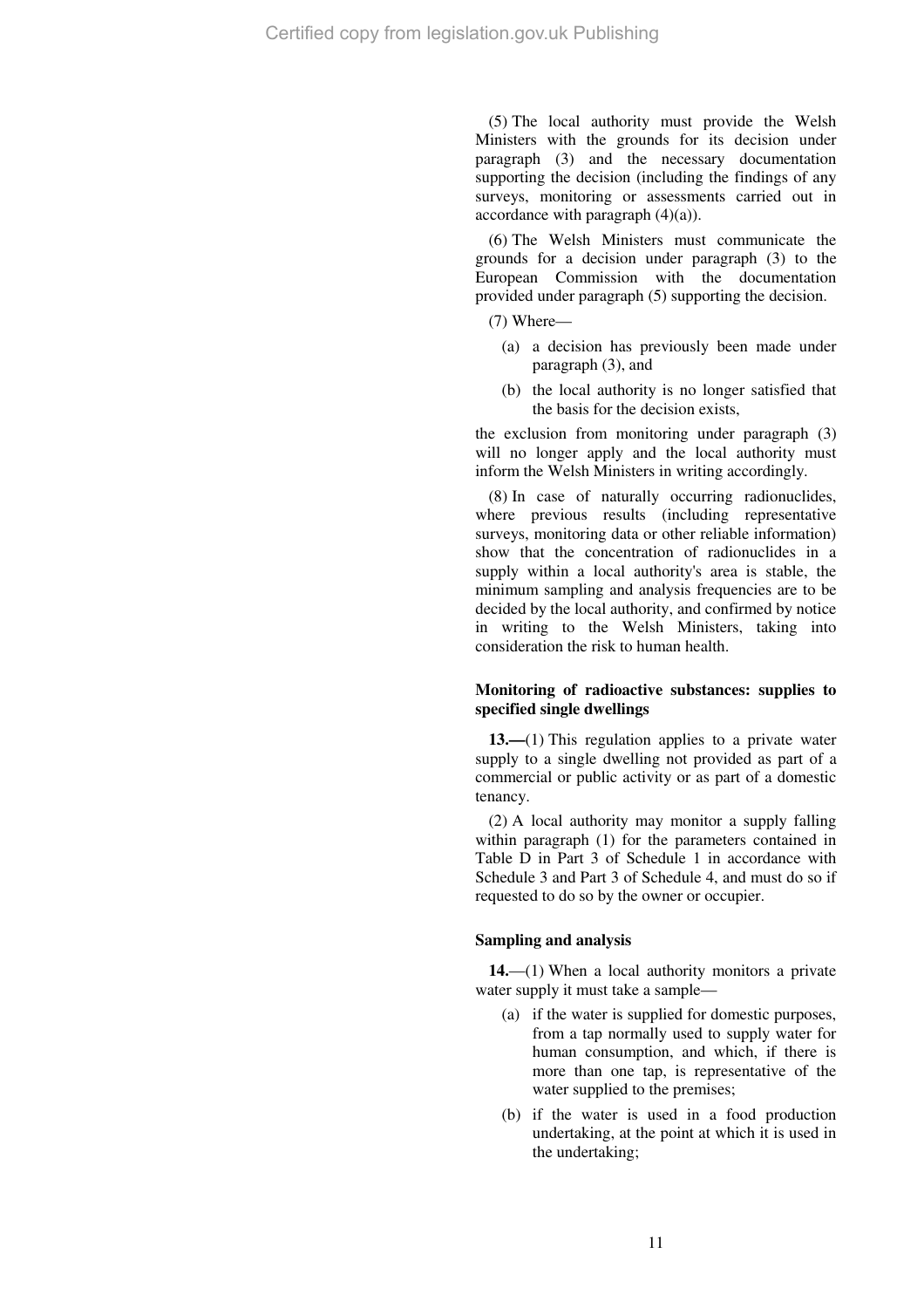(5) The local authority must provide the Welsh Ministers with the grounds for its decision under paragraph (3) and the necessary documentation supporting the decision (including the findings of any surveys, monitoring or assessments carried out in accordance with paragraph (4)(a)).

(6) The Welsh Ministers must communicate the grounds for a decision under paragraph (3) to the European Commission with the documentation provided under paragraph (5) supporting the decision.

(7) Where—

- (a) a decision has previously been made under paragraph (3), and
- (b) the local authority is no longer satisfied that the basis for the decision exists,

the exclusion from monitoring under paragraph (3) will no longer apply and the local authority must inform the Welsh Ministers in writing accordingly.

(8) In case of naturally occurring radionuclides, where previous results (including representative surveys, monitoring data or other reliable information) show that the concentration of radionuclides in a supply within a local authority's area is stable, the minimum sampling and analysis frequencies are to be decided by the local authority, and confirmed by notice in writing to the Welsh Ministers, taking into consideration the risk to human health.

### Monitoring of radioactive substances: supplies to specified single dwellings

**13.—**(1) This regulation applies to a private water supply to a single dwelling not provided as part of a commercial or public activity or as part of a domestic tenancy.

(2) A local authority may monitor a supply falling within paragraph (1) for the parameters contained in Table D in Part 3 of Schedule 1 in accordance with Schedule 3 and Part 3 of Schedule 4, and must do so if requested to do so by the owner or occupier.

### Sampling and analysis

**14.**—(1) When a local authority monitors a private water supply it must take a sample—

- (a) if the water is supplied for domestic purposes, from a tap normally used to supply water for human consumption, and which, if there is more than one tap, is representative of the water supplied to the premises;
- (b) if the water is used in a food production undertaking, at the point at which it is used in the undertaking;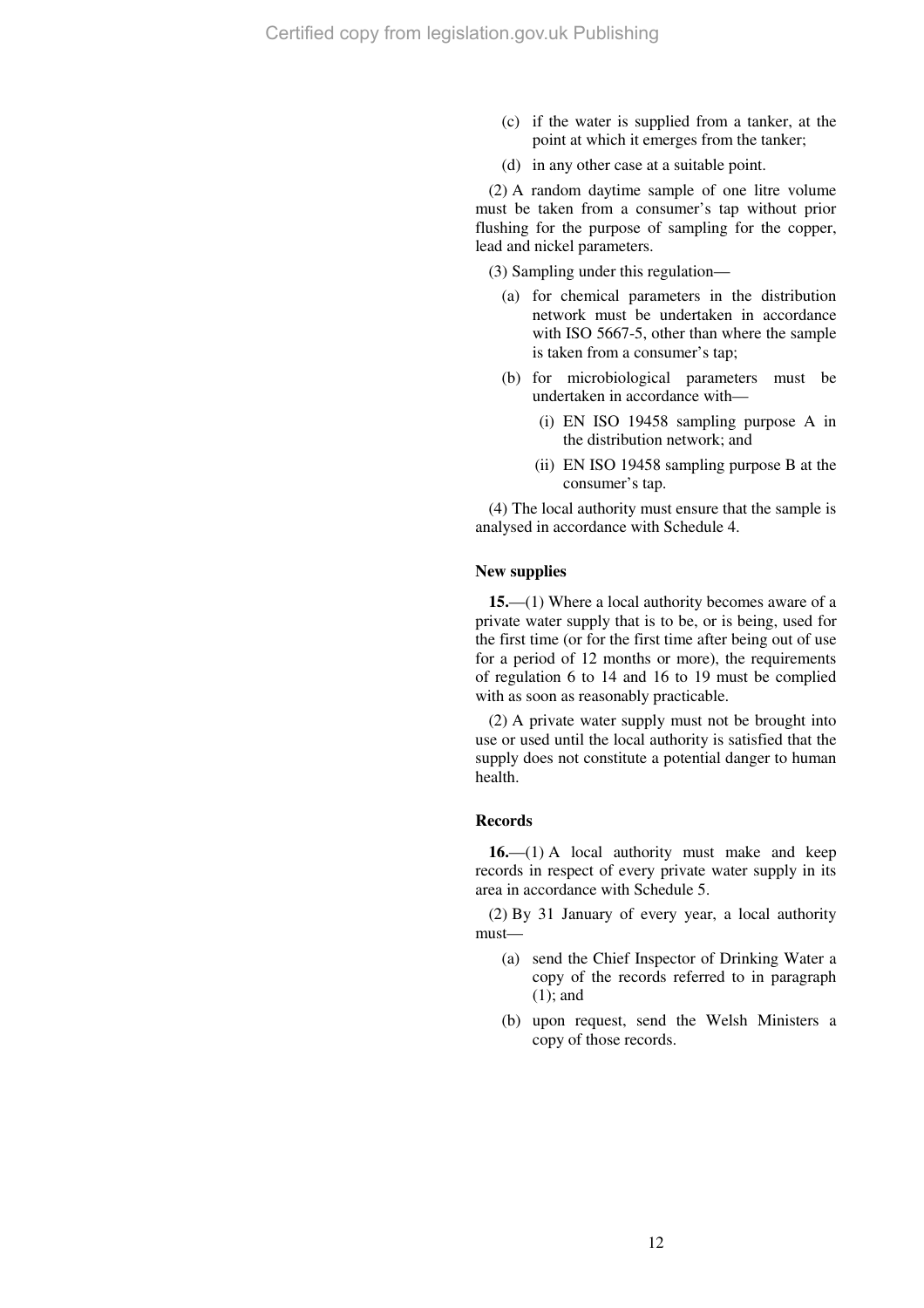(c) if the water is supplied from a tanker, at the point at which it emerges from the tanker;

(d) in any other case at a suitable point.

(2) A random daytime sample of one litre volume must be taken from a consumer's tap without prior flushing for the purpose of sampling for the copper, lead and nickel parameters.

(3) Sampling under this regulation—

(a) for chemical parameters in the distribution network must be undertaken in accordance with ISO 5667-5, other than where the sample is taken from a consumer's tap;

(b) for microbiological parameters must be undertaken in accordance with—

(i) EN ISO 19458 sampling purpose A in the distribution network; and

(ii) EN ISO 19458 sampling purpose B at the consumer's tap.

(4) The local authority must ensure that the sample is analysed in accordance with Schedule 4.

**New supplies**

**15.**—(1) Where a local authority becomes aware of a private water supply that is to be, or is being, used for the first time (or for the first time after being out of use for a period of 12 months or more), the requirements of regulation 6 to 14 and 16 to 19 must be complied with as soon as reasonably practicable.

(2) A private water supply must not be brought into use or used until the local authority is satisfied that the supply does not constitute a potential danger to human health.

**Records**

**16.**—(1) A local authority must make and keep records in respect of every private water supply in its area in accordance with Schedule 5.

(2) By 31 January of every year, a local authority must—

(a) send the Chief Inspector of Drinking Water a copy of the records referred to in paragraph (1); and

(b) upon request, send the Welsh Ministers a copy of those records.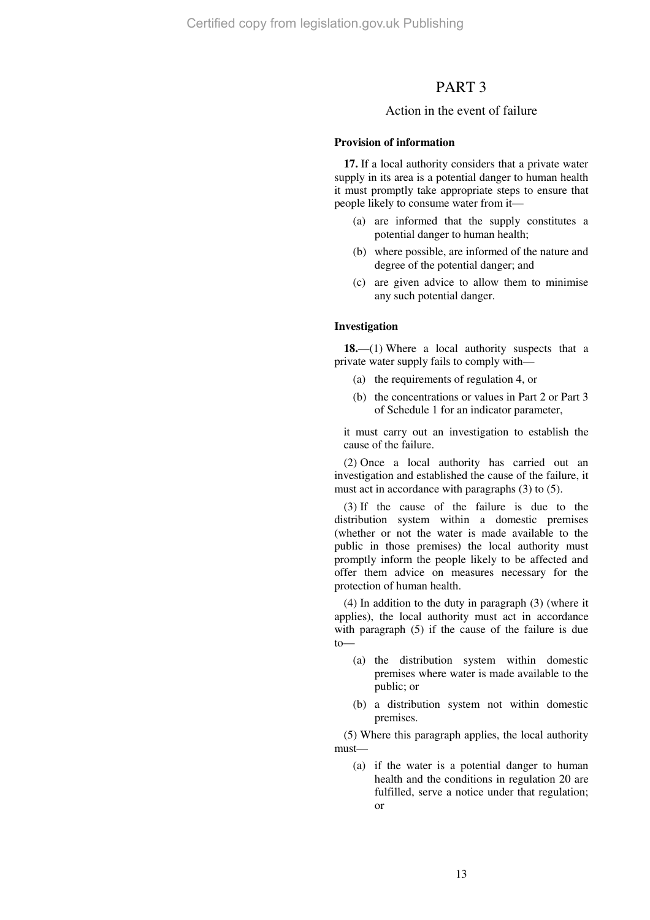# PART 3

## Action in the event of failure

**Provision of information**

**17.** If a local authority considers that a private water supply in its area is a potential danger to human health it must promptly take appropriate steps to ensure that people likely to consume water from it—

- (a) are informed that the supply constitutes a potential danger to human health;
- (b) where possible, are informed of the nature and degree of the potential danger; and
- (c) are given advice to allow them to minimise any such potential danger.

**Investigation**

**18.**—(1) Where a local authority suspects that a private water supply fails to comply with—

- (a) the requirements of regulation 4, or
- (b) the concentrations or values in Part 2 or Part 3 of Schedule 1 for an indicator parameter,

it must carry out an investigation to establish the cause of the failure.

(2) Once a local authority has carried out an investigation and established the cause of the failure, it must act in accordance with paragraphs (3) to (5).

(3) If the cause of the failure is due to the distribution system within a domestic premises (whether or not the water is made available to the public in those premises) the local authority must promptly inform the people likely to be affected and offer them advice on measures necessary for the protection of human health.

(4) In addition to the duty in paragraph (3) (where it applies), the local authority must act in accordance with paragraph (5) if the cause of the failure is due to—

- (a) the distribution system within domestic premises where water is made available to the public; or
- (b) a distribution system not within domestic premises.

(5) Where this paragraph applies, the local authority must—

- (a) if the water is a potential danger to human health and the conditions in regulation 20 are fulfilled, serve a notice under that regulation; or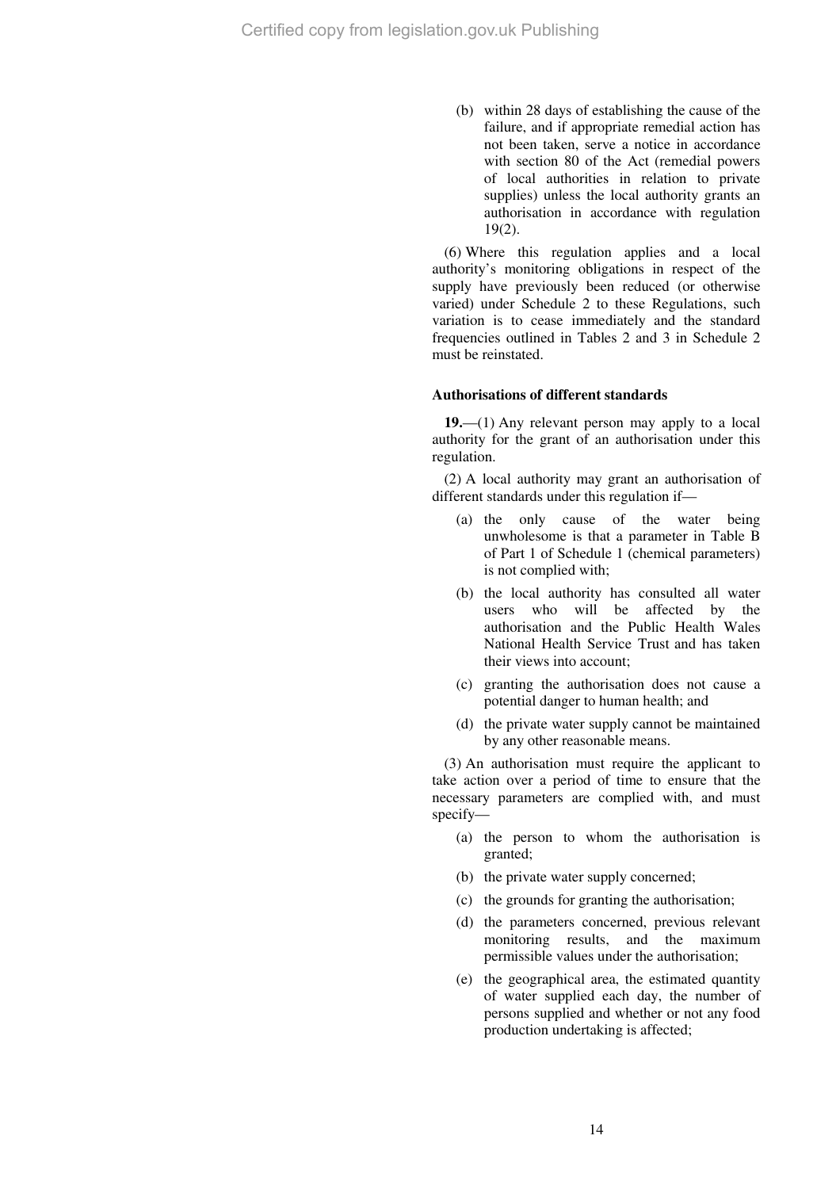(b) within 28 days of establishing the cause of the failure, and if appropriate remedial action has not been taken, serve a notice in accordance with section 80 of the Act (remedial powers of local authorities in relation to private supplies) unless the local authority grants an authorisation in accordance with regulation 19(2).

(6) Where this regulation applies and a local authority's monitoring obligations in respect of the supply have previously been reduced (or otherwise varied) under Schedule 2 to these Regulations, such variation is to cease immediately and the standard frequencies outlined in Tables 2 and 3 in Schedule 2 must be reinstated.

**Authorisations of different standards**

**19.**—(1) Any relevant person may apply to a local authority for the grant of an authorisation under this regulation.

(2) A local authority may grant an authorisation of different standards under this regulation if—

- (a) the only cause of the water being unwholesome is that a parameter in Table B of Part 1 of Schedule 1 (chemical parameters) is not complied with;
- (b) the local authority has consulted all water users who will be affected by the authorisation and the Public Health Wales National Health Service Trust and has taken their views into account;
- (c) granting the authorisation does not cause a potential danger to human health; and
- (d) the private water supply cannot be maintained by any other reasonable means.

(3) An authorisation must require the applicant to take action over a period of time to ensure that the necessary parameters are complied with, and must specify—

- (a) the person to whom the authorisation is granted;
- (b) the private water supply concerned;
- (c) the grounds for granting the authorisation;
- (d) the parameters concerned, previous relevant monitoring results, and the maximum permissible values under the authorisation;
- (e) the geographical area, the estimated quantity of water supplied each day, the number of persons supplied and whether or not any food production undertaking is affected;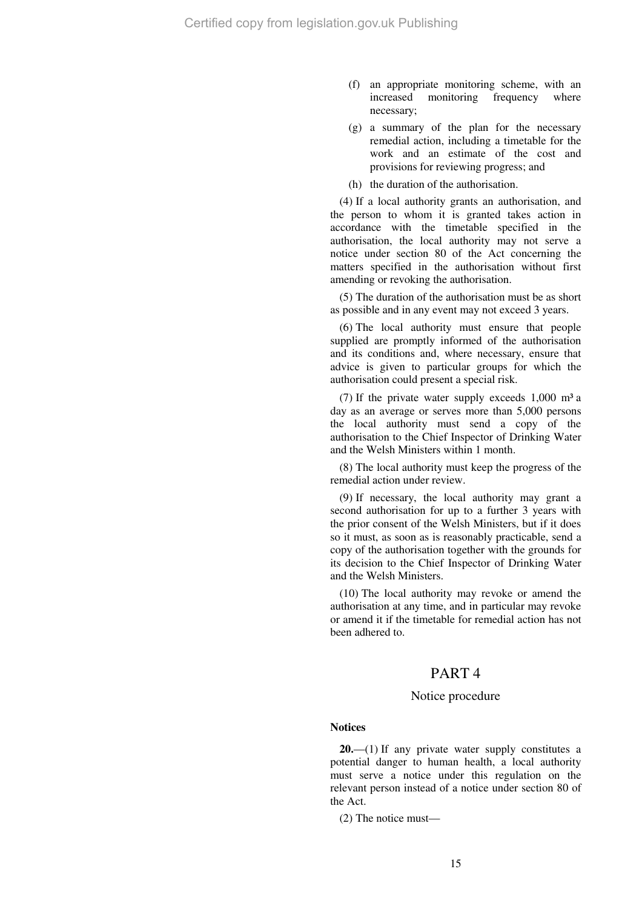(f) an appropriate monitoring scheme, with an increased monitoring frequency where necessary;

(g) a summary of the plan for the necessary remedial action, including a timetable for the work and an estimate of the cost and provisions for reviewing progress; and

(h) the duration of the authorisation.

(4) If a local authority grants an authorisation, and the person to whom it is granted takes action in accordance with the timetable specified in the authorisation, the local authority may not serve a notice under section 80 of the Act concerning the matters specified in the authorisation without first amending or revoking the authorisation.

(5) The duration of the authorisation must be as short as possible and in any event may not exceed 3 years.

(6) The local authority must ensure that people supplied are promptly informed of the authorisation and its conditions and, where necessary, ensure that advice is given to particular groups for which the authorisation could present a special risk.

(7) If the private water supply exceeds 1,000 $m^3$ a day as an average or serves more than 5,000 persons the local authority must send a copy of the authorisation to the Chief Inspector of Drinking Water and the Welsh Ministers within 1 month.

(8) The local authority must keep the progress of the remedial action under review.

(9) If necessary, the local authority may grant a second authorisation for up to a further 3 years with the prior consent of the Welsh Ministers, but if it does so it must, as soon as is reasonably practicable, send a copy of the authorisation together with the grounds for its decision to the Chief Inspector of Drinking Water and the Welsh Ministers.

(10) The local authority may revoke or amend the authorisation at any time, and in particular may revoke or amend it if the timetable for remedial action has not been adhered to.

## PART 4

### Notice procedure

**Notices**

**20.**—(1) If any private water supply constitutes a potential danger to human health, a local authority must serve a notice under this regulation on the relevant person instead of a notice under section 80 of the Act.

(2) The notice must—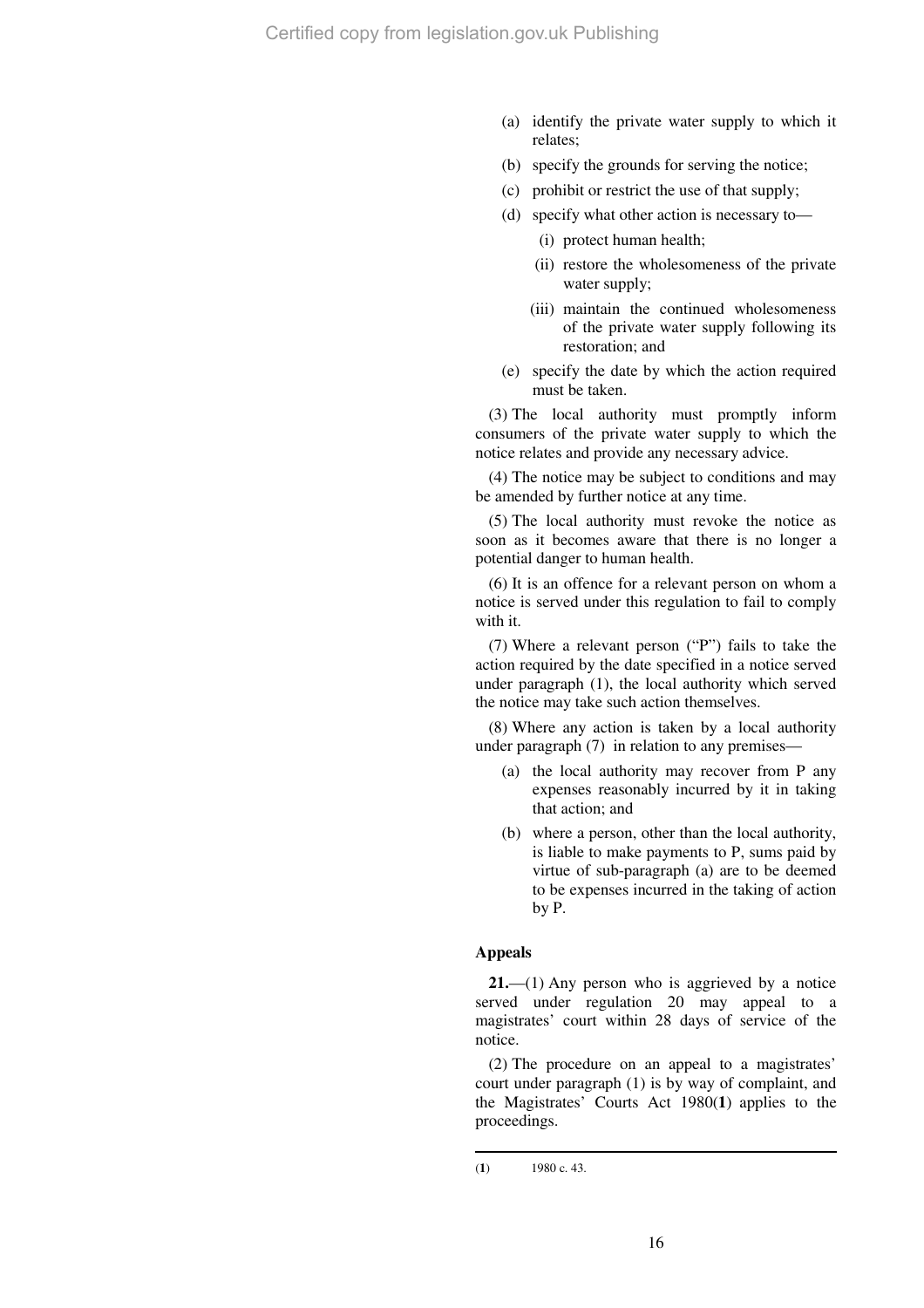(a) identify the private water supply to which it relates;

(b) specify the grounds for serving the notice;

(c) prohibit or restrict the use of that supply;

(d) specify what other action is necessary to—

  (i) protect human health;

  (ii) restore the wholesomeness of the private water supply;

  (iii) maintain the continued wholesomeness of the private water supply following its restoration; and

(e) specify the date by which the action required must be taken.

(3) The local authority must promptly inform consumers of the private water supply to which the notice relates and provide any necessary advice.

(4) The notice may be subject to conditions and may be amended by further notice at any time.

(5) The local authority must revoke the notice as soon as it becomes aware that there is no longer a potential danger to human health.

(6) It is an offence for a relevant person on whom a notice is served under this regulation to fail to comply with it.

(7) Where a relevant person ("P") fails to take the action required by the date specified in a notice served under paragraph (1), the local authority which served the notice may take such action themselves.

(8) Where any action is taken by a local authority under paragraph (7) in relation to any premises—

(a) the local authority may recover from P any expenses reasonably incurred by it in taking that action; and

(b) where a person, other than the local authority, is liable to make payments to P, sums paid by virtue of sub-paragraph (a) are to be deemed to be expenses incurred in the taking of action by P.

**Appeals**

**21.**—(1) Any person who is aggrieved by a notice served under regulation 20 may appeal to a magistrates' court within 28 days of service of the notice.

(2) The procedure on an appeal to a magistrates' court under paragraph (1) is by way of complaint, and the Magistrates' Courts Act 1980([1]) applies to the proceedings.

---

([1]) 1980 c. 43.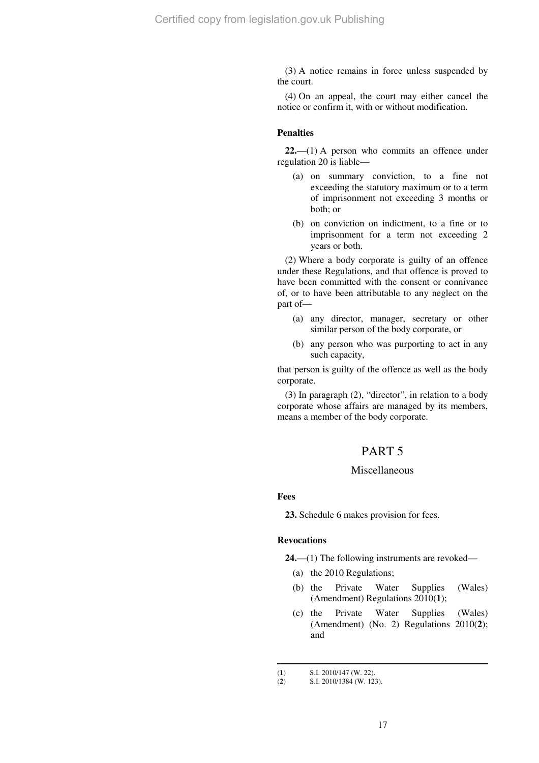(3) A notice remains in force unless suspended by the court.

(4) On an appeal, the court may either cancel the notice or confirm it, with or without modification.

### Penalties

**22.**—(1) A person who commits an offence under regulation 20 is liable—

- (a) on summary conviction, to a fine not exceeding the statutory maximum or to a term of imprisonment not exceeding 3 months or both; or
- (b) on conviction on indictment, to a fine or to imprisonment for a term not exceeding 2 years or both.

(2) Where a body corporate is guilty of an offence under these Regulations, and that offence is proved to have been committed with the consent or connivance of, or to have been attributable to any neglect on the part of—

- (a) any director, manager, secretary or other similar person of the body corporate, or
- (b) any person who was purporting to act in any such capacity,

that person is guilty of the offence as well as the body corporate.

(3) In paragraph (2), "director", in relation to a body corporate whose affairs are managed by its members, means a member of the body corporate.

## PART 5

## Miscellaneous

### Fees

**23.** Schedule 6 makes provision for fees.

### Revocations

**24.**—(1) The following instruments are revoked—

- (a) the 2010 Regulations;
- (b) the Private Water Supplies (Wales) (Amendment) Regulations 2010(**1**);
- (c) the Private Water Supplies (Wales) (Amendment) (No. 2) Regulations 2010(**2**); and

---

(**1**) S.I. 2010/147 (W. 22).

(**2**) S.I. 2010/1384 (W. 123).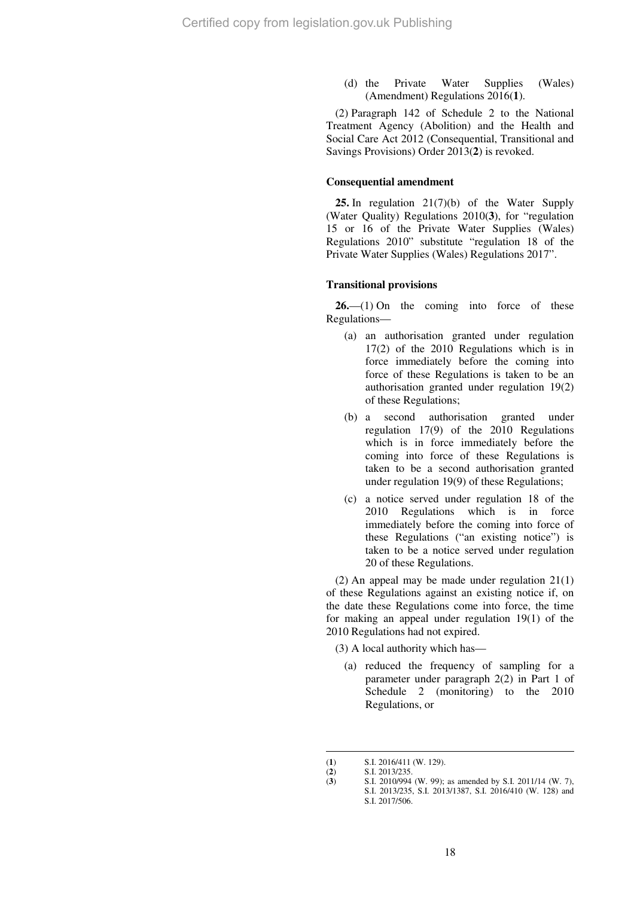(d) the Private Water Supplies (Wales) (Amendment) Regulations 2016([1]).

(2) Paragraph 142 of Schedule 2 to the National Treatment Agency (Abolition) and the Health and Social Care Act 2012 (Consequential, Transitional and Savings Provisions) Order 2013([2]) is revoked.

**Consequential amendment**

**25.** In regulation 21(7)(b) of the Water Supply (Water Quality) Regulations 2010([3]), for "regulation 15 or 16 of the Private Water Supplies (Wales) Regulations 2010" substitute "regulation 18 of the Private Water Supplies (Wales) Regulations 2017".

**Transitional provisions**

**26.**—(1) On the coming into force of these Regulations—

(a) an authorisation granted under regulation 17(2) of the 2010 Regulations which is in force immediately before the coming into force of these Regulations is taken to be an authorisation granted under regulation 19(2) of these Regulations;

(b) a second authorisation granted under regulation 17(9) of the 2010 Regulations which is in force immediately before the coming into force of these Regulations is taken to be a second authorisation granted under regulation 19(9) of these Regulations;

(c) a notice served under regulation 18 of the 2010 Regulations which is in force immediately before the coming into force of these Regulations ("an existing notice") is taken to be a notice served under regulation 20 of these Regulations.

(2) An appeal may be made under regulation 21(1) of these Regulations against an existing notice if, on the date these Regulations come into force, the time for making an appeal under regulation 19(1) of the 2010 Regulations had not expired.

(3) A local authority which has—

(a) reduced the frequency of sampling for a parameter under paragraph 2(2) in Part 1 of Schedule 2 (monitoring) to the 2010 Regulations, or

---

(1) S.I. 2016/411 (W. 129).

(2) S.I. 2013/235.

(3) S.I. 2010/994 (W. 99); as amended by S.I. 2011/14 (W. 7), S.I. 2013/235, S.I. 2013/1387, S.I. 2016/410 (W. 128) and S.I. 2017/506.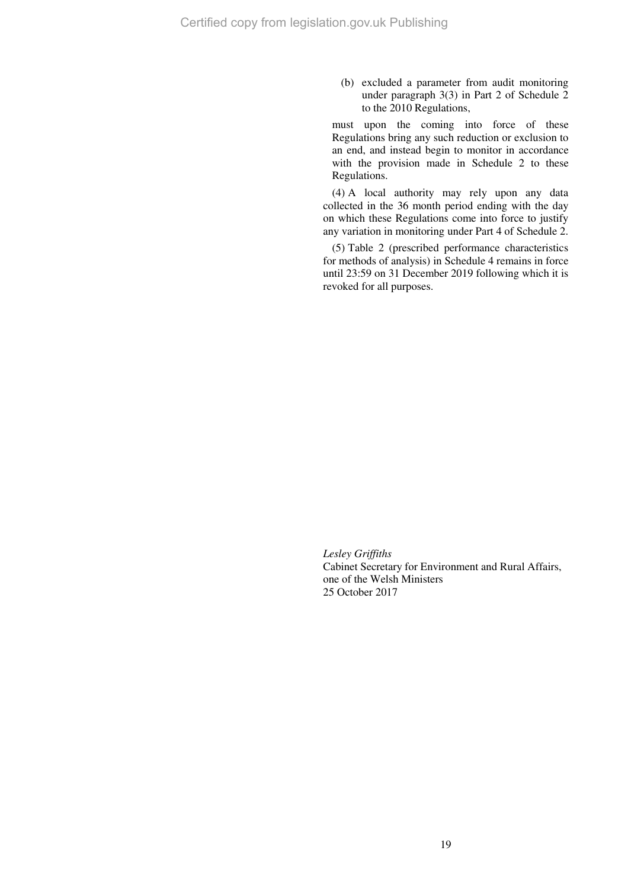(b) excluded a parameter from audit monitoring under paragraph 3(3) in Part 2 of Schedule 2 to the 2010 Regulations,

must upon the coming into force of these Regulations bring any such reduction or exclusion to an end, and instead begin to monitor in accordance with the provision made in Schedule 2 to these Regulations.

(4) A local authority may rely upon any data collected in the 36 month period ending with the day on which these Regulations come into force to justify any variation in monitoring under Part 4 of Schedule 2.

(5) Table 2 (prescribed performance characteristics for methods of analysis) in Schedule 4 remains in force until 23:59 on 31 December 2019 following which it is revoked for all purposes.

*Lesley Griffiths*
Cabinet Secretary for Environment and Rural Affairs, one of the Welsh Ministers
25 October 2017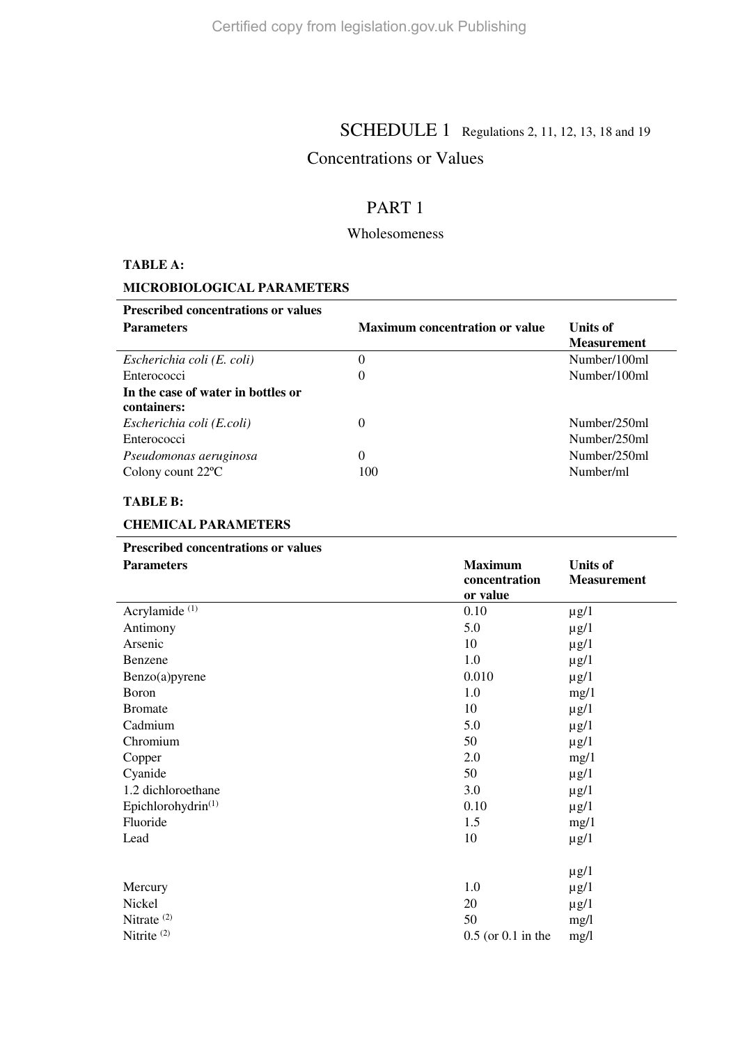# SCHEDULE 1 Regulations 2, 11, 12, 13, 18 and 19

## Concentrations or Values

## PART 1

### Wholesomeness

**TABLE A:**

**MICROBIOLOGICAL PARAMETERS**

| **Prescribed concentrations or values** | | |
|---|---|---|
| **Parameters** | **Maximum concentration or value** | **Units of Measurement** |
| *Escherichia coli (E. coli)* | 0 | Number/100ml |
| Enterococci | 0 | Number/100ml |
| **In the case of water in bottles or containers:** | | |
| *Escherichia coli (E.coli)* | 0 | Number/250ml |
| Enterococci | | Number/250ml |
| *Pseudomonas aeruginosa* | 0 | Number/250ml |
| Colony count 22ºC | 100 | Number/ml |

**TABLE B:**

**CHEMICAL PARAMETERS**

| **Prescribed concentrations or values** | | |
|---|---|---|
| **Parameters** | **Maximum concentration or value** | **Units of Measurement** |
| Acrylamide [(1)] | 0.10 | µg/l |
| Antimony | 5.0 | µg/l |
| Arsenic | 10 | µg/l |
| Benzene | 1.0 | µg/l |
| Benzo(a)pyrene | 0.010 | µg/l |
| Boron | 1.0 | mg/l |
| Bromate | 10 | µg/l |
| Cadmium | 5.0 | µg/l |
| Chromium | 50 | µg/l |
| Copper | 2.0 | mg/l |
| Cyanide | 50 | µg/l |
| 1.2 dichloroethane | 3.0 | µg/l |
| Epichlorohydrin[(1)] | 0.10 | µg/l |
| Fluoride | 1.5 | mg/l |
| Lead | 10 | µg/l |
| | | µg/l |
| Mercury | 1.0 | µg/l |
| Nickel | 20 | µg/l |
| Nitrate [(2)] | 50 | mg/l |
| Nitrite [(2)] | 0.5 (or 0.1 in the | mg/l |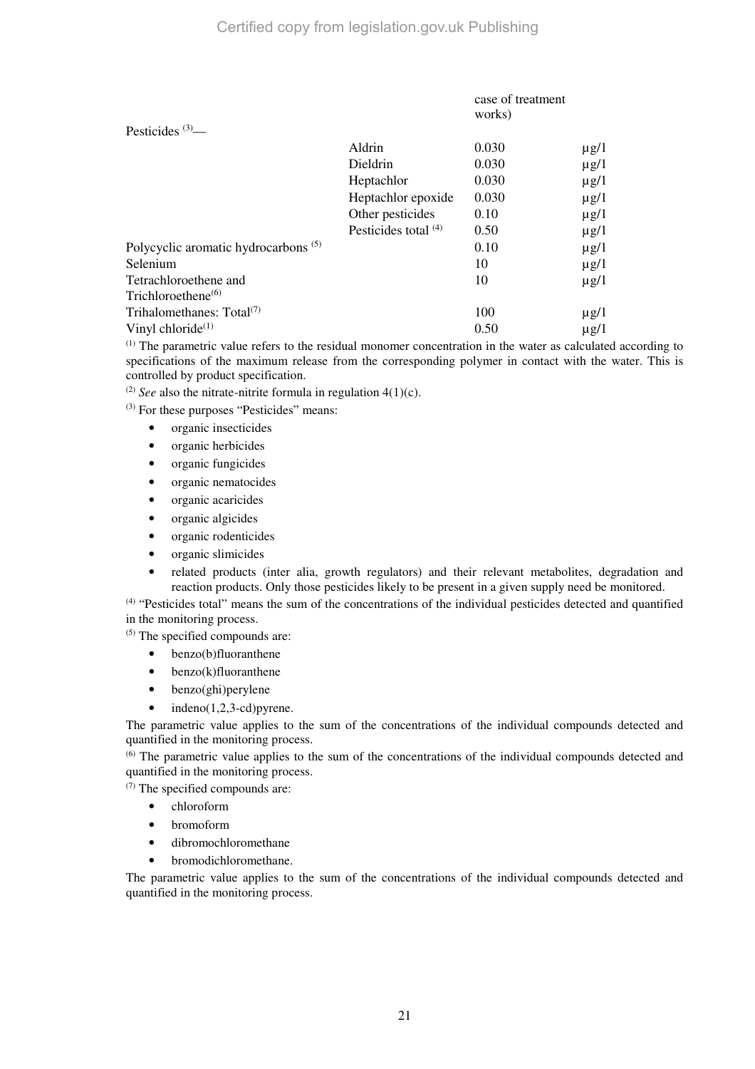| | | | |
|---|---|---|---|
| | | case of treatment works) | |
| Pesticides [3]— | | | |
| | Aldrin | 0.030 | μg/l |
| | Dieldrin | 0.030 | μg/l |
| | Heptachlor | 0.030 | μg/l |
| | Heptachlor epoxide | 0.030 | μg/l |
| | Other pesticides | 0.10 | μg/l |
| | Pesticides total [4] | 0.50 | μg/l |
| Polycyclic aromatic hydrocarbons [5] | | 0.10 | μg/l |
| Selenium | | 10 | μg/l |
| Tetrachloroethene and Trichloroethene[6] | | 10 | μg/l |
| Trihalomethanes: Total[7] | | 100 | μg/l |
| Vinyl chloride[1] | | 0.50 | μg/l |

[1] The parametric value refers to the residual monomer concentration in the water as calculated according to specifications of the maximum release from the corresponding polymer in contact with the water. This is controlled by product specification.

[2] *See* also the nitrate-nitrite formula in regulation 4(1)(c).

[3] For these purposes "Pesticides" means:

- organic insecticides
- organic herbicides
- organic fungicides
- organic nematocides
- organic acaricides
- organic algicides
- organic rodenticides
- organic slimicides
- related products (inter alia, growth regulators) and their relevant metabolites, degradation and reaction products. Only those pesticides likely to be present in a given supply need be monitored.

[4] "Pesticides total" means the sum of the concentrations of the individual pesticides detected and quantified in the monitoring process.

[5] The specified compounds are:

- benzo(b)fluoranthene
- benzo(k)fluoranthene
- benzo(ghi)perylene
- indeno(1,2,3-cd)pyrene.

The parametric value applies to the sum of the concentrations of the individual compounds detected and quantified in the monitoring process.

[6] The parametric value applies to the sum of the concentrations of the individual compounds detected and quantified in the monitoring process.

[7] The specified compounds are:

- chloroform
- bromoform
- dibromochloromethane
- bromodichloromethane.

The parametric value applies to the sum of the concentrations of the individual compounds detected and quantified in the monitoring process.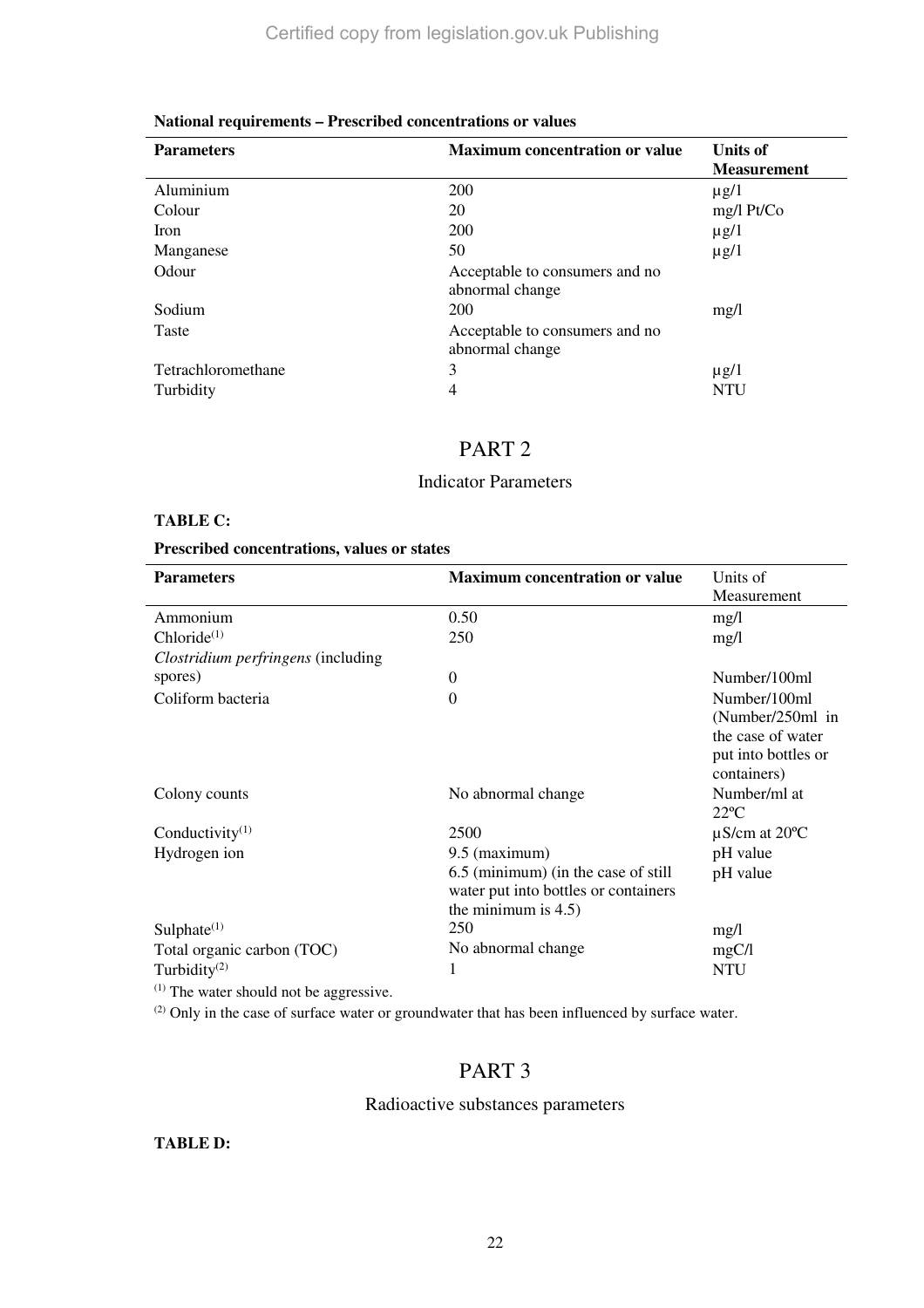**National requirements – Prescribed concentrations or values**

| Parameters | Maximum concentration or value | Units of Measurement |
|---|---|---|
| Aluminium | 200 | μg/1 |
| Colour | 20 | mg/l Pt/Co |
| Iron | 200 | μg/1 |
| Manganese | 50 | μg/1 |
| Odour | Acceptable to consumers and no abnormal change | |
| Sodium | 200 | mg/l |
| Taste | Acceptable to consumers and no abnormal change | |
| Tetrachloromethane | 3 | μg/1 |
| Turbidity | 4 | NTU |

# PART 2

## Indicator Parameters

**TABLE C:**

**Prescribed concentrations, values or states**

| Parameters | Maximum concentration or value | Units of Measurement |
|---|---|---|
| Ammonium | 0.50 | mg/l |
| Chloride[(1)] | 250 | mg/l |
| *Clostridium perfringens* (including spores) | 0 | Number/100ml |
| Coliform bacteria | 0 | Number/100ml (Number/250ml in the case of water put into bottles or containers) |
| Colony counts | No abnormal change | Number/ml at 22ºC |
| Conductivity[(1)] | 2500 | μS/cm at 20ºC |
| Hydrogen ion | 9.5 (maximum) | pH value |
| | 6.5 (minimum) (in the case of still water put into bottles or containers the minimum is 4.5) | pH value |
| Sulphate[(1)] | 250 | mg/l |
| Total organic carbon (TOC) | No abnormal change | mgC/l |
| Turbidity[(2)] | 1 | NTU |

[(1)] The water should not be aggressive.

[(2)] Only in the case of surface water or groundwater that has been influenced by surface water.

# PART 3

## Radioactive substances parameters

**TABLE D:**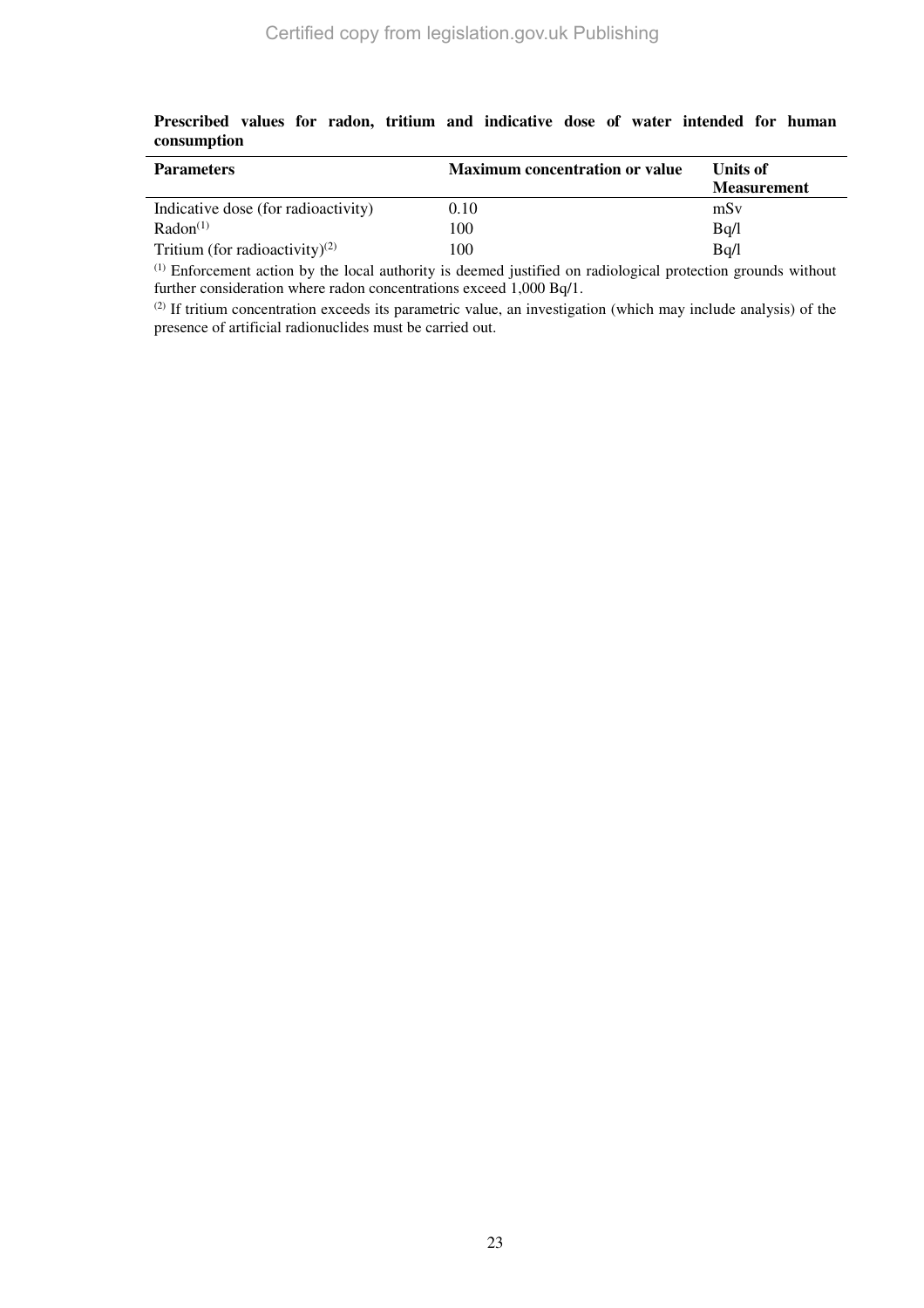**Prescribed values for radon, tritium and indicative dose of water intended for human consumption**

| Parameters | Maximum concentration or value | Units of Measurement |
|---|---|---|
| Indicative dose (for radioactivity) | 0.10 | mSv |
| Radon[(1)] | 100 | Bq/l |
| Tritium (for radioactivity)[(2)] | 100 | Bq/l |

[(1)] Enforcement action by the local authority is deemed justified on radiological protection grounds without further consideration where radon concentrations exceed 1,000 Bq/1.

[(2)] If tritium concentration exceeds its parametric value, an investigation (which may include analysis) of the presence of artificial radionuclides must be carried out.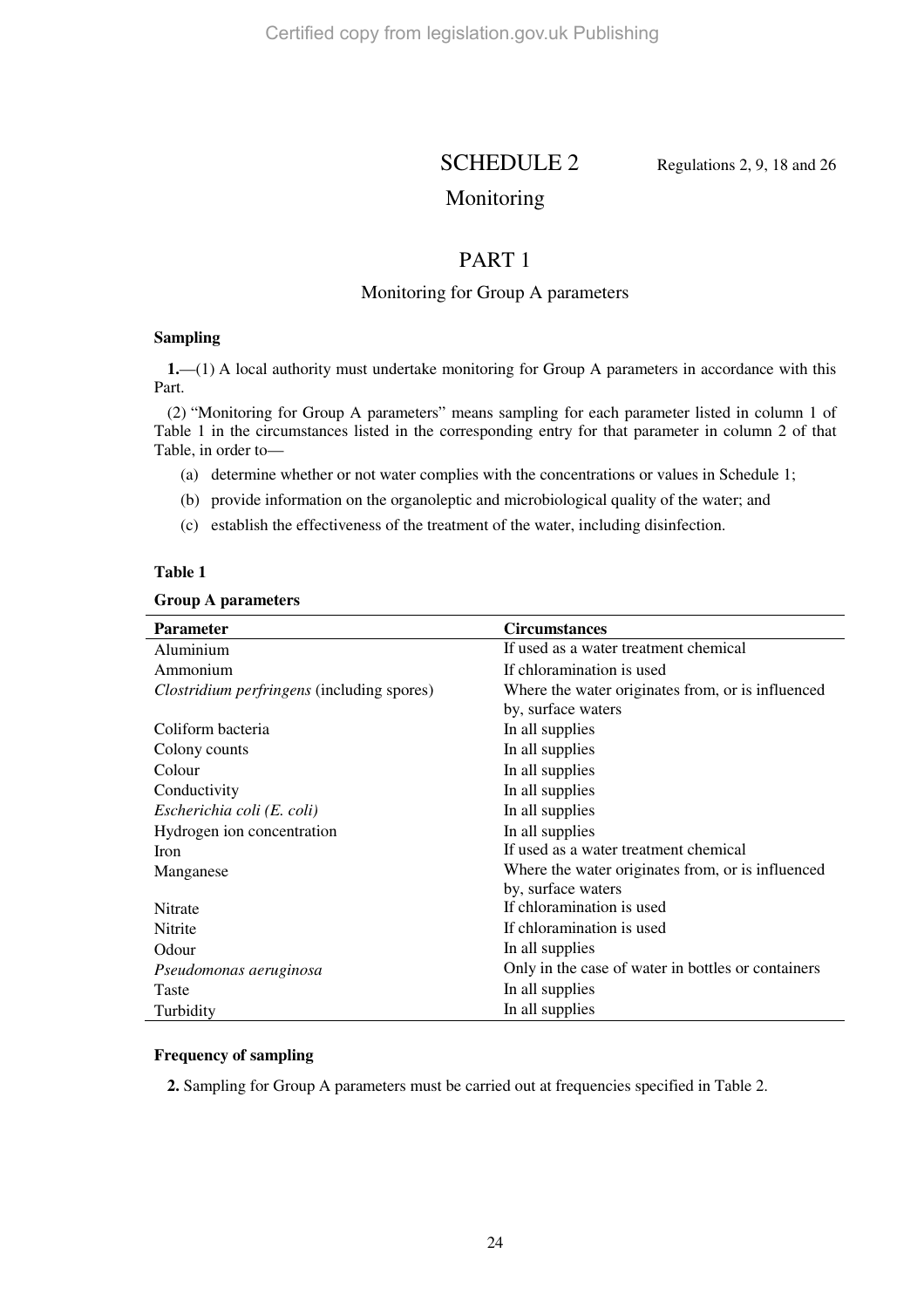# SCHEDULE 2

Regulations 2, 9, 18 and 26

## Monitoring

## PART 1

### Monitoring for Group A parameters

**Sampling**

**1.**—(1) A local authority must undertake monitoring for Group A parameters in accordance with this Part.

(2) "Monitoring for Group A parameters" means sampling for each parameter listed in column 1 of Table 1 in the circumstances listed in the corresponding entry for that parameter in column 2 of that Table, in order to—

(a) determine whether or not water complies with the concentrations or values in Schedule 1;

(b) provide information on the organoleptic and microbiological quality of the water; and

(c) establish the effectiveness of the treatment of the water, including disinfection.

**Table 1**

**Group A parameters**

| Parameter | Circumstances |
|---|---|
| Aluminium | If used as a water treatment chemical |
| Ammonium | If chloramination is used |
| *Clostridium perfringens* (including spores) | Where the water originates from, or is influenced by, surface waters |
| Coliform bacteria | In all supplies |
| Colony counts | In all supplies |
| Colour | In all supplies |
| Conductivity | In all supplies |
| *Escherichia coli (E. coli)* | In all supplies |
| Hydrogen ion concentration | In all supplies |
| Iron | If used as a water treatment chemical |
| Manganese | Where the water originates from, or is influenced by, surface waters |
| Nitrate | If chloramination is used |
| Nitrite | If chloramination is used |
| Odour | In all supplies |
| *Pseudomonas aeruginosa* | Only in the case of water in bottles or containers |
| Taste | In all supplies |
| Turbidity | In all supplies |

**Frequency of sampling**

**2.** Sampling for Group A parameters must be carried out at frequencies specified in Table 2.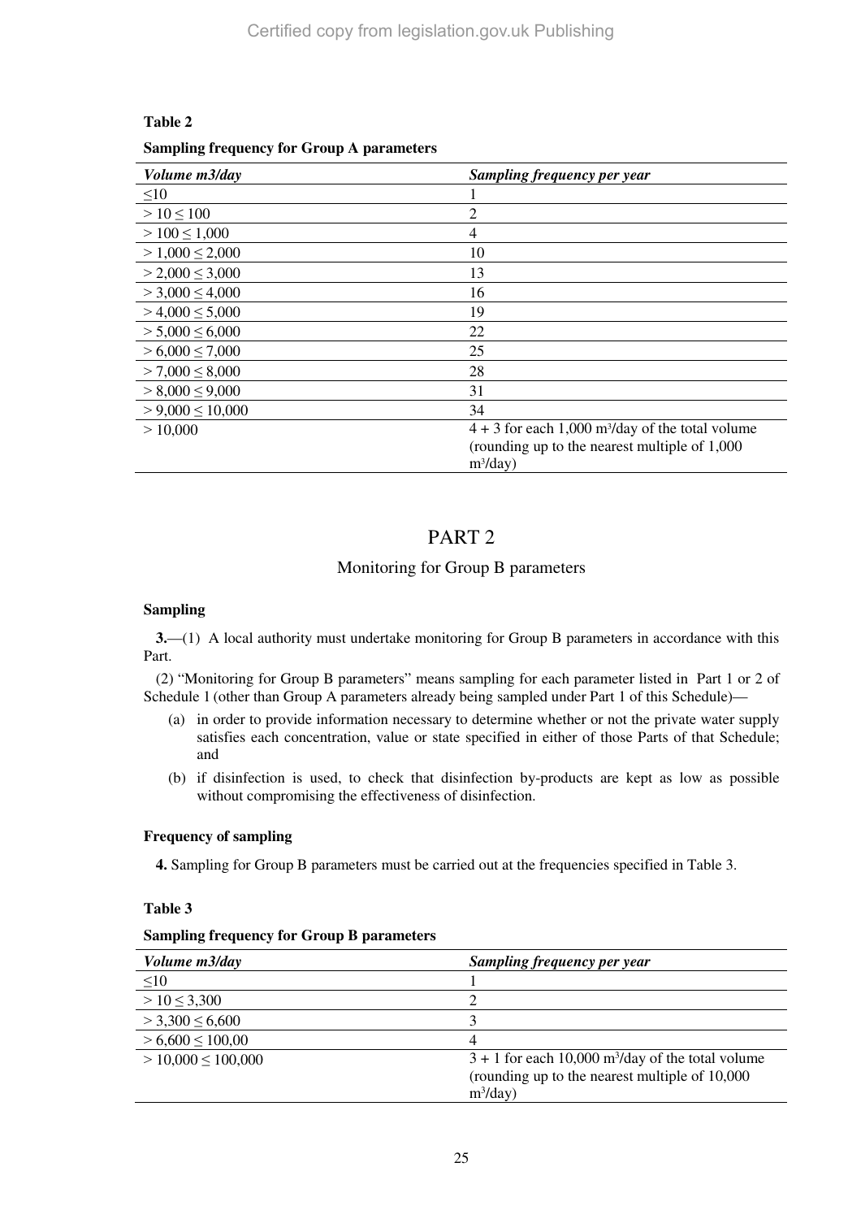**Table 2**

**Sampling frequency for Group A parameters**

| *Volume m3/day* | *Sampling frequency per year* |
|---|---|
| ≤10 | 1 |
| > 10 ≤ 100 | 2 |
| > 100 ≤ 1,000 | 4 |
| > 1,000 ≤ 2,000 | 10 |
| > 2,000 ≤ 3,000 | 13 |
| > 3,000 ≤ 4,000 | 16 |
| > 4,000 ≤ 5,000 | 19 |
| > 5,000 ≤ 6,000 | 22 |
| > 6,000 ≤ 7,000 | 25 |
| > 7,000 ≤ 8,000 | 28 |
| > 8,000 ≤ 9,000 | 31 |
| > 9,000 ≤ 10,000 | 34 |
| > 10,000 | 4 + 3 for each 1,000 $m^3$/day of the total volume (rounding up to the nearest multiple of 1,000 $m^3$/day) |

# PART 2

## Monitoring for Group B parameters

### Sampling

**3.**—(1) A local authority must undertake monitoring for Group B parameters in accordance with this Part.

(2) "Monitoring for Group B parameters" means sampling for each parameter listed in Part 1 or 2 of Schedule 1 (other than Group A parameters already being sampled under Part 1 of this Schedule)—

(a) in order to provide information necessary to determine whether or not the private water supply satisfies each concentration, value or state specified in either of those Parts of that Schedule; and

(b) if disinfection is used, to check that disinfection by-products are kept as low as possible without compromising the effectiveness of disinfection.

### Frequency of sampling

**4.** Sampling for Group B parameters must be carried out at the frequencies specified in Table 3.

**Table 3**

**Sampling frequency for Group B parameters**

| *Volume m3/day* | *Sampling frequency per year* |
|---|---|
| ≤10 | 1 |
| > 10 ≤ 3,300 | 2 |
| > 3,300 ≤ 6,600 | 3 |
| > 6,600 ≤ 100,00 | 4 |
| > 10,000 ≤ 100,000 | 3 + 1 for each 10,000 $m^3$/day of the total volume (rounding up to the nearest multiple of 10,000 $m^3$/day) |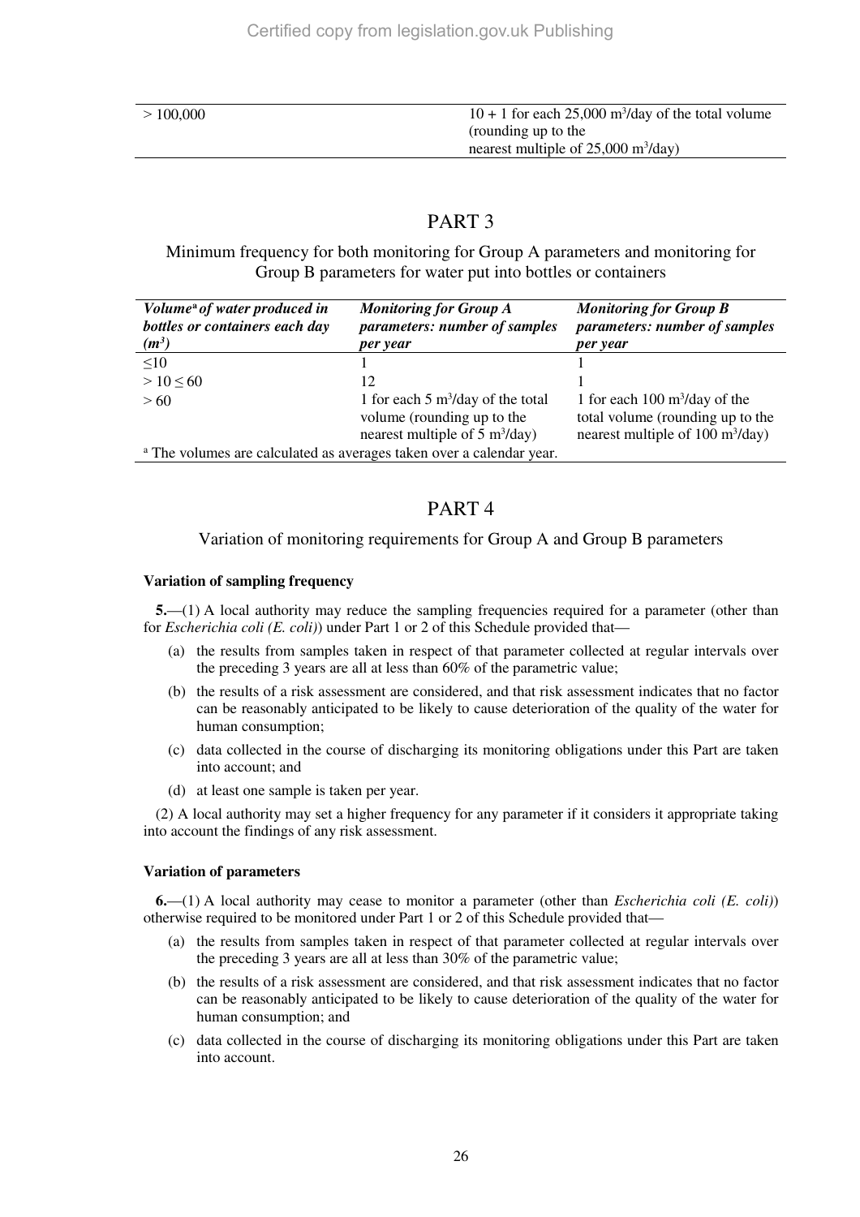| | |
|---|---|
| > 100,000 | 10 + 1 for each 25,000 m³/day of the total volume (rounding up to the nearest multiple of 25,000 m³/day) |

## PART 3

### Minimum frequency for both monitoring for Group A parameters and monitoring for Group B parameters for water put into bottles or containers

| *Volume[a] of water produced in bottles or containers each day (m³)* | *Monitoring for Group A parameters: number of samples per year* | *Monitoring for Group B parameters: number of samples per year* |
|---|---|---|
| ≤10 | 1 | 1 |
| > 10 ≤ 60 | 12 | 1 |
| > 60 | 1 for each 5 m³/day of the total volume (rounding up to the nearest multiple of 5 m³/day) | 1 for each 100 m³/day of the total volume (rounding up to the nearest multiple of 100 m³/day) |

[a] The volumes are calculated as averages taken over a calendar year.

## PART 4

### Variation of monitoring requirements for Group A and Group B parameters

**Variation of sampling frequency**

**5.**—(1) A local authority may reduce the sampling frequencies required for a parameter (other than for *Escherichia coli (E. coli)*) under Part 1 or 2 of this Schedule provided that—

(a) the results from samples taken in respect of that parameter collected at regular intervals over the preceding 3 years are all at less than 60% of the parametric value;

(b) the results of a risk assessment are considered, and that risk assessment indicates that no factor can be reasonably anticipated to be likely to cause deterioration of the quality of the water for human consumption;

(c) data collected in the course of discharging its monitoring obligations under this Part are taken into account; and

(d) at least one sample is taken per year.

(2) A local authority may set a higher frequency for any parameter if it considers it appropriate taking into account the findings of any risk assessment.

**Variation of parameters**

**6.**—(1) A local authority may cease to monitor a parameter (other than *Escherichia coli (E. coli)*) otherwise required to be monitored under Part 1 or 2 of this Schedule provided that—

(a) the results from samples taken in respect of that parameter collected at regular intervals over the preceding 3 years are all at less than 30% of the parametric value;

(b) the results of a risk assessment are considered, and that risk assessment indicates that no factor can be reasonably anticipated to be likely to cause deterioration of the quality of the water for human consumption; and

(c) data collected in the course of discharging its monitoring obligations under this Part are taken into account.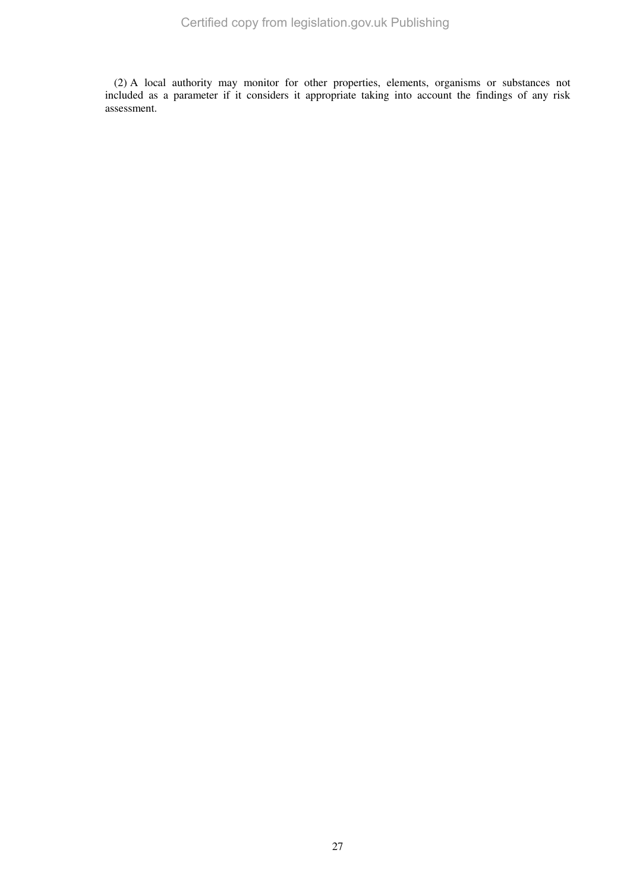(2) A local authority may monitor for other properties, elements, organisms or substances not included as a parameter if it considers it appropriate taking into account the findings of any risk assessment.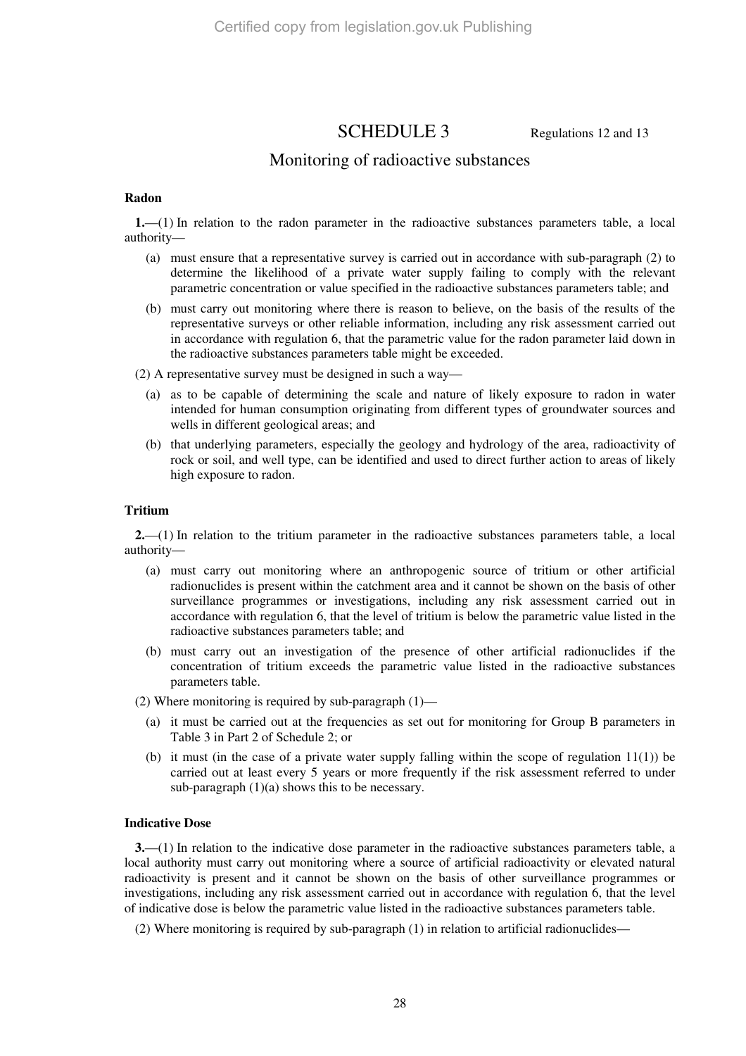# SCHEDULE 3

Regulations 12 and 13

## Monitoring of radioactive substances

### Radon

**1.**—(1) In relation to the radon parameter in the radioactive substances parameters table, a local authority—

(a) must ensure that a representative survey is carried out in accordance with sub-paragraph (2) to determine the likelihood of a private water supply failing to comply with the relevant parametric concentration or value specified in the radioactive substances parameters table; and

(b) must carry out monitoring where there is reason to believe, on the basis of the results of the representative surveys or other reliable information, including any risk assessment carried out in accordance with regulation 6, that the parametric value for the radon parameter laid down in the radioactive substances parameters table might be exceeded.

(2) A representative survey must be designed in such a way—

(a) as to be capable of determining the scale and nature of likely exposure to radon in water intended for human consumption originating from different types of groundwater sources and wells in different geological areas; and

(b) that underlying parameters, especially the geology and hydrology of the area, radioactivity of rock or soil, and well type, can be identified and used to direct further action to areas of likely high exposure to radon.

### Tritium

**2.**—(1) In relation to the tritium parameter in the radioactive substances parameters table, a local authority—

(a) must carry out monitoring where an anthropogenic source of tritium or other artificial radionuclides is present within the catchment area and it cannot be shown on the basis of other surveillance programmes or investigations, including any risk assessment carried out in accordance with regulation 6, that the level of tritium is below the parametric value listed in the radioactive substances parameters table; and

(b) must carry out an investigation of the presence of other artificial radionuclides if the concentration of tritium exceeds the parametric value listed in the radioactive substances parameters table.

(2) Where monitoring is required by sub-paragraph (1)—

(a) it must be carried out at the frequencies as set out for monitoring for Group B parameters in Table 3 in Part 2 of Schedule 2; or

(b) it must (in the case of a private water supply falling within the scope of regulation 11(1)) be carried out at least every 5 years or more frequently if the risk assessment referred to under sub-paragraph (1)(a) shows this to be necessary.

### Indicative Dose

**3.**—(1) In relation to the indicative dose parameter in the radioactive substances parameters table, a local authority must carry out monitoring where a source of artificial radioactivity or elevated natural radioactivity is present and it cannot be shown on the basis of other surveillance programmes or investigations, including any risk assessment carried out in accordance with regulation 6, that the level of indicative dose is below the parametric value listed in the radioactive substances parameters table.

(2) Where monitoring is required by sub-paragraph (1) in relation to artificial radionuclides—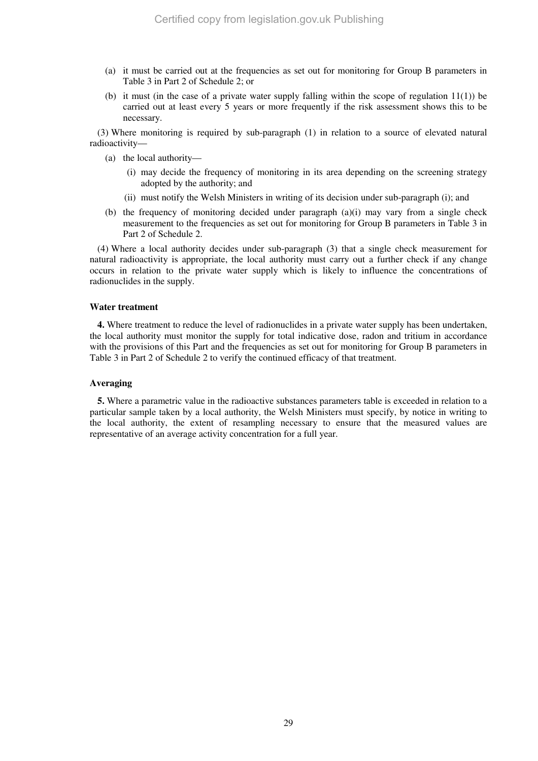(a) it must be carried out at the frequencies as set out for monitoring for Group B parameters in Table 3 in Part 2 of Schedule 2; or

(b) it must (in the case of a private water supply falling within the scope of regulation 11(1)) be carried out at least every 5 years or more frequently if the risk assessment shows this to be necessary.

(3) Where monitoring is required by sub-paragraph (1) in relation to a source of elevated natural radioactivity—

(a) the local authority—

(i) may decide the frequency of monitoring in its area depending on the screening strategy adopted by the authority; and

(ii) must notify the Welsh Ministers in writing of its decision under sub-paragraph (i); and

(b) the frequency of monitoring decided under paragraph (a)(i) may vary from a single check measurement to the frequencies as set out for monitoring for Group B parameters in Table 3 in Part 2 of Schedule 2.

(4) Where a local authority decides under sub-paragraph (3) that a single check measurement for natural radioactivity is appropriate, the local authority must carry out a further check if any change occurs in relation to the private water supply which is likely to influence the concentrations of radionuclides in the supply.

### Water treatment

**4.** Where treatment to reduce the level of radionuclides in a private water supply has been undertaken, the local authority must monitor the supply for total indicative dose, radon and tritium in accordance with the provisions of this Part and the frequencies as set out for monitoring for Group B parameters in Table 3 in Part 2 of Schedule 2 to verify the continued efficacy of that treatment.

### Averaging

**5.** Where a parametric value in the radioactive substances parameters table is exceeded in relation to a particular sample taken by a local authority, the Welsh Ministers must specify, by notice in writing to the local authority, the extent of resampling necessary to ensure that the measured values are representative of an average activity concentration for a full year.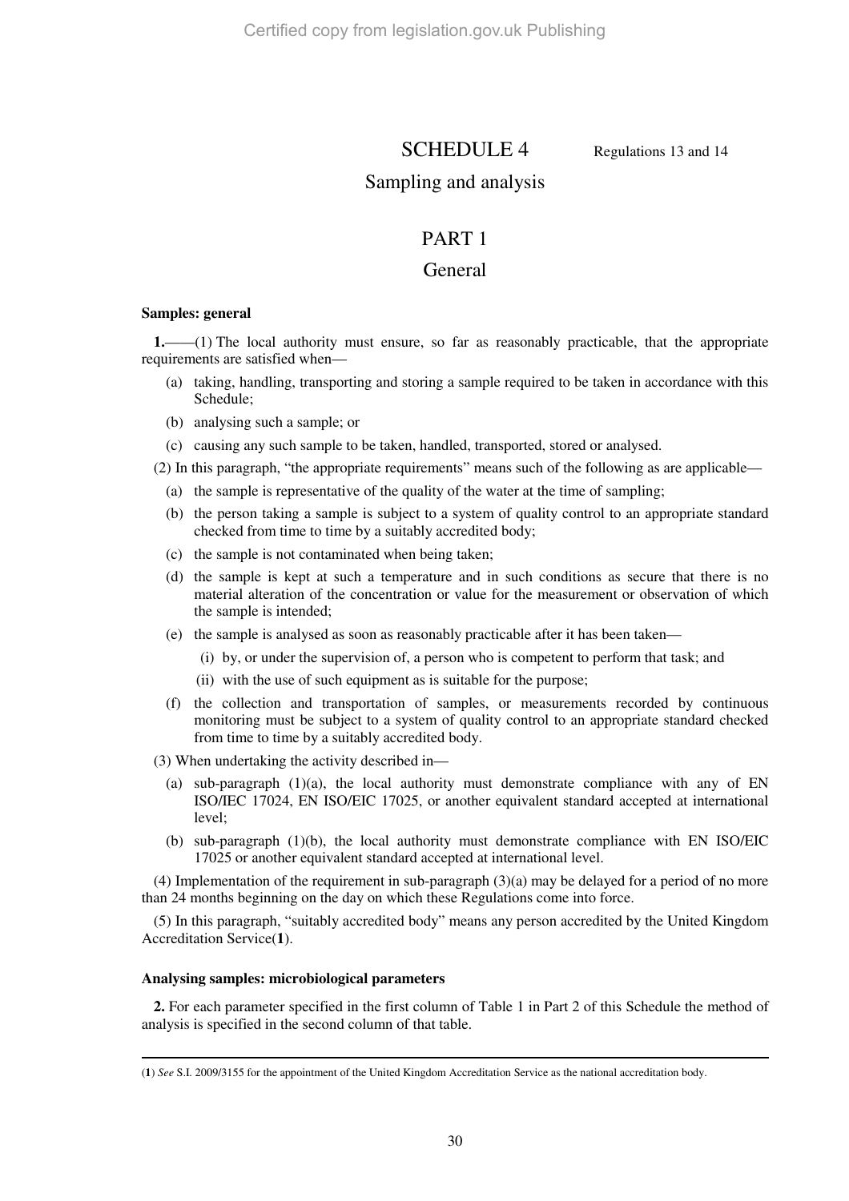# SCHEDULE 4

Regulations 13 and 14

## Sampling and analysis

## PART 1

## General

### Samples: general

**1.**—(1) The local authority must ensure, so far as reasonably practicable, that the appropriate requirements are satisfied when—

(a) taking, handling, transporting and storing a sample required to be taken in accordance with this Schedule;

(b) analysing such a sample; or

(c) causing any such sample to be taken, handled, transported, stored or analysed.

(2) In this paragraph, "the appropriate requirements" means such of the following as are applicable—

(a) the sample is representative of the quality of the water at the time of sampling;

(b) the person taking a sample is subject to a system of quality control to an appropriate standard checked from time to time by a suitably accredited body;

(c) the sample is not contaminated when being taken;

(d) the sample is kept at such a temperature and in such conditions as secure that there is no material alteration of the concentration or value for the measurement or observation of which the sample is intended;

(e) the sample is analysed as soon as reasonably practicable after it has been taken—

(i) by, or under the supervision of, a person who is competent to perform that task; and

(ii) with the use of such equipment as is suitable for the purpose;

(f) the collection and transportation of samples, or measurements recorded by continuous monitoring must be subject to a system of quality control to an appropriate standard checked from time to time by a suitably accredited body.

(3) When undertaking the activity described in—

(a) sub-paragraph (1)(a), the local authority must demonstrate compliance with any of EN ISO/IEC 17024, EN ISO/EIC 17025, or another equivalent standard accepted at international level;

(b) sub-paragraph (1)(b), the local authority must demonstrate compliance with EN ISO/EIC 17025 or another equivalent standard accepted at international level.

(4) Implementation of the requirement in sub-paragraph (3)(a) may be delayed for a period of no more than 24 months beginning on the day on which these Regulations come into force.

(5) In this paragraph, "suitably accredited body" means any person accredited by the United Kingdom Accreditation Service([1]).

### Analysing samples: microbiological parameters

**2.** For each parameter specified in the first column of Table 1 in Part 2 of this Schedule the method of analysis is specified in the second column of that table.

---

([1]) *See* S.I. 2009/3155 for the appointment of the United Kingdom Accreditation Service as the national accreditation body.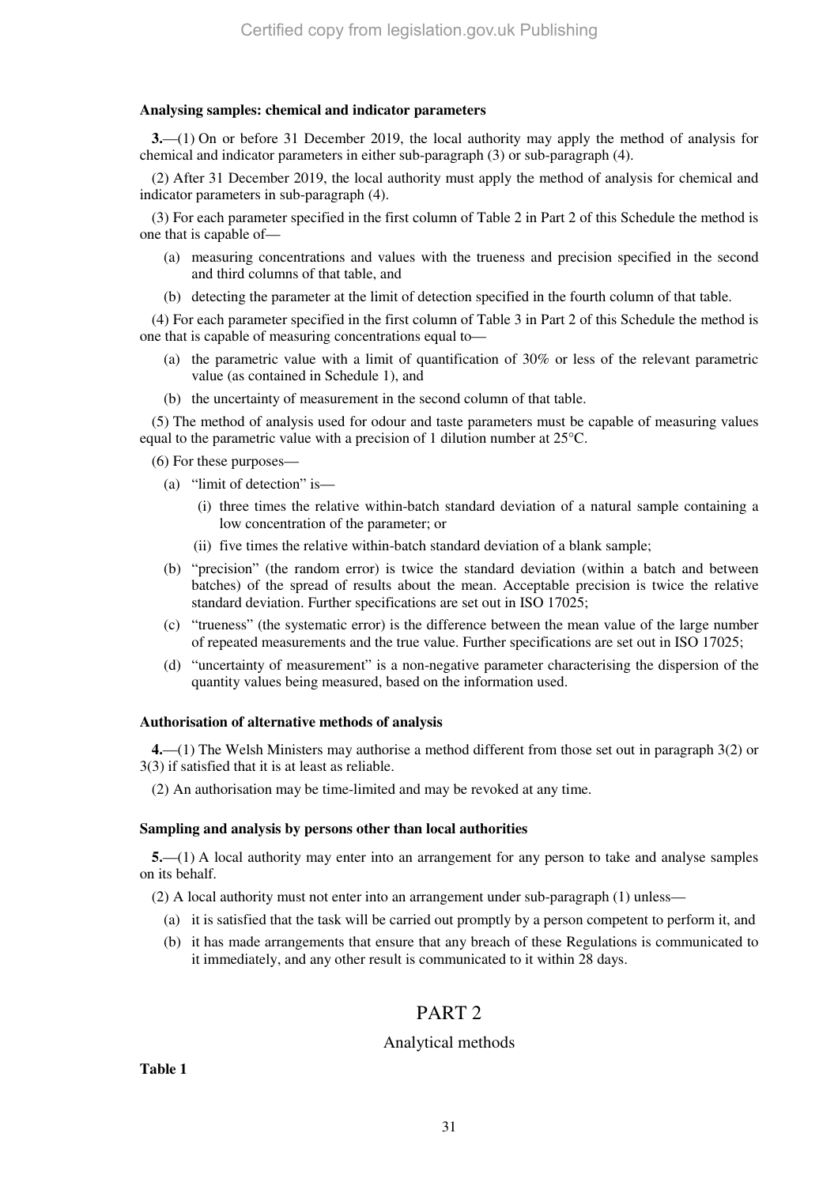### Analysing samples: chemical and indicator parameters

**3.**—(1) On or before 31 December 2019, the local authority may apply the method of analysis for chemical and indicator parameters in either sub-paragraph (3) or sub-paragraph (4).

(2) After 31 December 2019, the local authority must apply the method of analysis for chemical and indicator parameters in sub-paragraph (4).

(3) For each parameter specified in the first column of Table 2 in Part 2 of this Schedule the method is one that is capable of—

- (a) measuring concentrations and values with the trueness and precision specified in the second and third columns of that table, and
- (b) detecting the parameter at the limit of detection specified in the fourth column of that table.

(4) For each parameter specified in the first column of Table 3 in Part 2 of this Schedule the method is one that is capable of measuring concentrations equal to—

- (a) the parametric value with a limit of quantification of 30% or less of the relevant parametric value (as contained in Schedule 1), and
- (b) the uncertainty of measurement in the second column of that table.

(5) The method of analysis used for odour and taste parameters must be capable of measuring values equal to the parametric value with a precision of 1 dilution number at 25°C.

(6) For these purposes—

- (a) "limit of detection" is—
  - (i) three times the relative within-batch standard deviation of a natural sample containing a low concentration of the parameter; or
  - (ii) five times the relative within-batch standard deviation of a blank sample;
- (b) "precision" (the random error) is twice the standard deviation (within a batch and between batches) of the spread of results about the mean. Acceptable precision is twice the relative standard deviation. Further specifications are set out in ISO 17025;
- (c) "trueness" (the systematic error) is the difference between the mean value of the large number of repeated measurements and the true value. Further specifications are set out in ISO 17025;
- (d) "uncertainty of measurement" is a non-negative parameter characterising the dispersion of the quantity values being measured, based on the information used.

### Authorisation of alternative methods of analysis

**4.**—(1) The Welsh Ministers may authorise a method different from those set out in paragraph 3(2) or 3(3) if satisfied that it is at least as reliable.

(2) An authorisation may be time-limited and may be revoked at any time.

### Sampling and analysis by persons other than local authorities

**5.**—(1) A local authority may enter into an arrangement for any person to take and analyse samples on its behalf.

(2) A local authority must not enter into an arrangement under sub-paragraph (1) unless—

- (a) it is satisfied that the task will be carried out promptly by a person competent to perform it, and
- (b) it has made arrangements that ensure that any breach of these Regulations is communicated to it immediately, and any other result is communicated to it within 28 days.

## PART 2

## Analytical methods

**Table 1**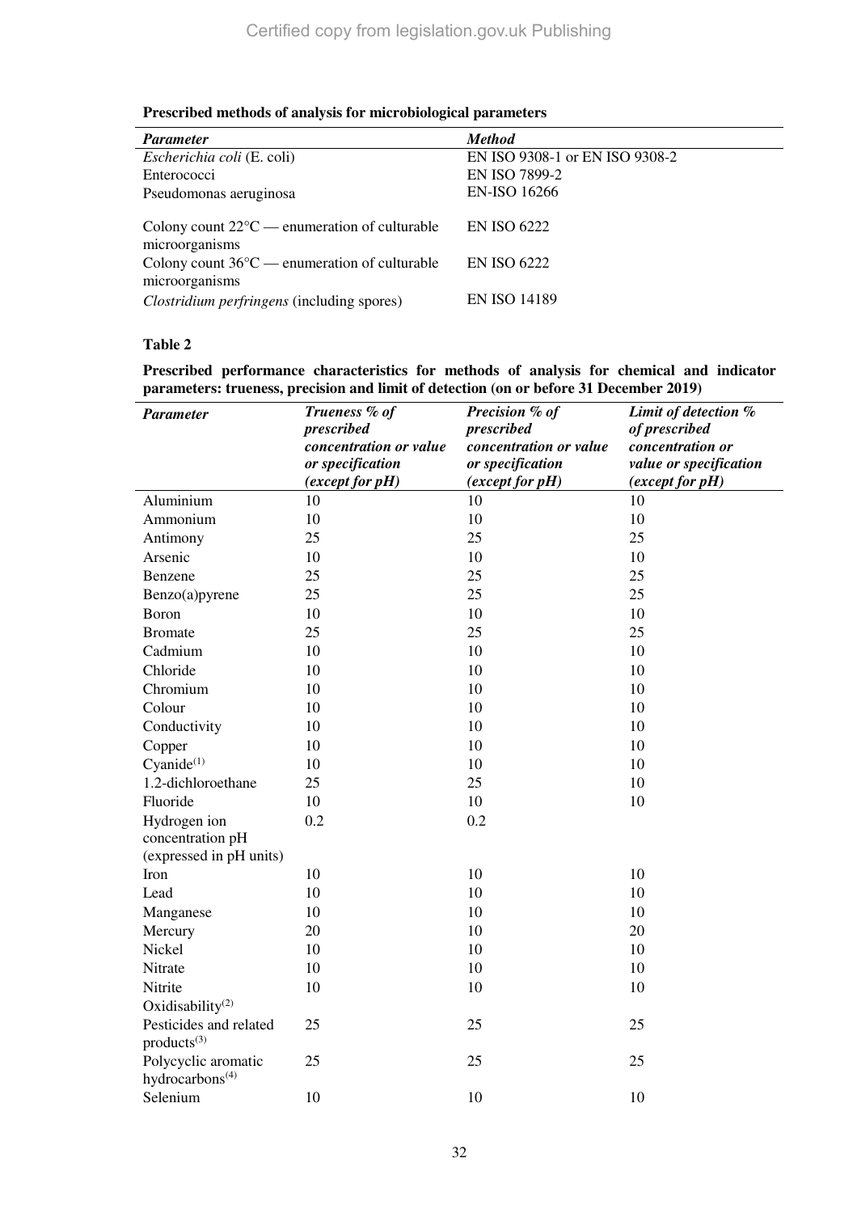**Prescribed methods of analysis for microbiological parameters**

| *Parameter* | *Method* |
| --- | --- |
| *Escherichia coli* (E. coli) | EN ISO 9308-1 or EN ISO 9308-2 |
| Enterococci | EN ISO 7899-2 |
| Pseudomonas aeruginosa | EN-ISO 16266 |
| Colony count 22°C — enumeration of culturable microorganisms | EN ISO 6222 |
| Colony count 36°C — enumeration of culturable microorganisms | EN ISO 6222 |
| *Clostridium perfringens* (including spores) | EN ISO 14189 |

**Table 2**

**Prescribed performance characteristics for methods of analysis for chemical and indicator parameters: trueness, precision and limit of detection (on or before 31 December 2019)**

| *Parameter* | *Trueness % of prescribed concentration or value or specification (except for pH)* | *Precision % of prescribed concentration or value or specification (except for pH)* | *Limit of detection % of prescribed concentration or value or specification (except for pH)* |
| --- | --- | --- | --- |
| Aluminium | 10 | 10 | 10 |
| Ammonium | 10 | 10 | 10 |
| Antimony | 25 | 25 | 25 |
| Arsenic | 10 | 10 | 10 |
| Benzene | 25 | 25 | 25 |
| Benzo(a)pyrene | 25 | 25 | 25 |
| Boron | 10 | 10 | 10 |
| Bromate | 25 | 25 | 25 |
| Cadmium | 10 | 10 | 10 |
| Chloride | 10 | 10 | 10 |
| Chromium | 10 | 10 | 10 |
| Colour | 10 | 10 | 10 |
| Conductivity | 10 | 10 | 10 |
| Copper | 10 | 10 | 10 |
| Cyanide[(1)] | 10 | 10 | 10 |
| 1.2-dichloroethane | 25 | 25 | 10 |
| Fluoride | 10 | 10 | 10 |
| Hydrogen ion concentration pH (expressed in pH units) | 0.2 | 0.2 | |
| Iron | 10 | 10 | 10 |
| Lead | 10 | 10 | 10 |
| Manganese | 10 | 10 | 10 |
| Mercury | 20 | 10 | 20 |
| Nickel | 10 | 10 | 10 |
| Nitrate | 10 | 10 | 10 |
| Nitrite | 10 | 10 | 10 |
| Oxidisability[(2)] | | | |
| Pesticides and related products[(3)] | 25 | 25 | 25 |
| Polycyclic aromatic hydrocarbons[(4)] | 25 | 25 | 25 |
| Selenium | 10 | 10 | 10 |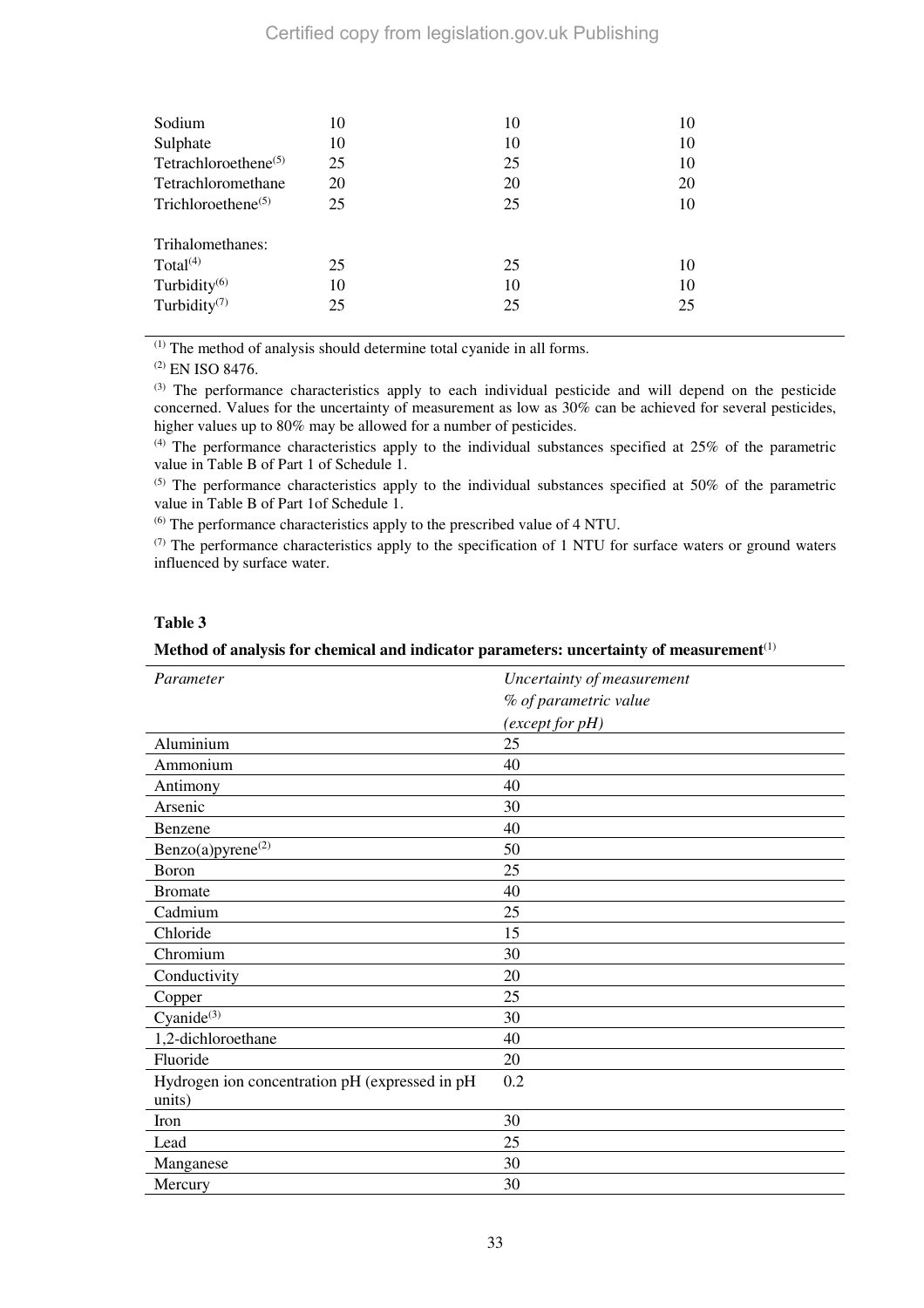| | | | |
|---|---|---|---|
| Sodium | 10 | 10 | 10 |
| Sulphate | 10 | 10 | 10 |
| Tetrachloroethene[(5)] | 25 | 25 | 10 |
| Tetrachloromethane | 20 | 20 | 20 |
| Trichloroethene[(5)] | 25 | 25 | 10 |
| Trihalomethanes: | | | |
| Total[(4)] | 25 | 25 | 10 |
| Turbidity[(6)] | 10 | 10 | 10 |
| Turbidity[(7)] | 25 | 25 | 25 |

[(1)] The method of analysis should determine total cyanide in all forms.

[(2)] EN ISO 8476.

[(3)] The performance characteristics apply to each individual pesticide and will depend on the pesticide concerned. Values for the uncertainty of measurement as low as 30% can be achieved for several pesticides, higher values up to 80% may be allowed for a number of pesticides.

[(4)] The performance characteristics apply to the individual substances specified at 25% of the parametric value in Table B of Part 1 of Schedule 1.

[(5)] The performance characteristics apply to the individual substances specified at 50% of the parametric value in Table B of Part 1of Schedule 1.

[(6)] The performance characteristics apply to the prescribed value of 4 NTU.

[(7)] The performance characteristics apply to the specification of 1 NTU for surface waters or ground waters influenced by surface water.

**Table 3**

**Method of analysis for chemical and indicator parameters: uncertainty of measurement**[(1)]

| *Parameter* | *Uncertainty of measurement % of parametric value (except for pH)* |
|---|---|
| Aluminium | 25 |
| Ammonium | 40 |
| Antimony | 40 |
| Arsenic | 30 |
| Benzene | 40 |
| Benzo(a)pyrene[(2)] | 50 |
| Boron | 25 |
| Bromate | 40 |
| Cadmium | 25 |
| Chloride | 15 |
| Chromium | 30 |
| Conductivity | 20 |
| Copper | 25 |
| Cyanide[(3)] | 30 |
| 1,2-dichloroethane | 40 |
| Fluoride | 20 |
| Hydrogen ion concentration pH (expressed in pH units) | 0.2 |
| Iron | 30 |
| Lead | 25 |
| Manganese | 30 |
| Mercury | 30 |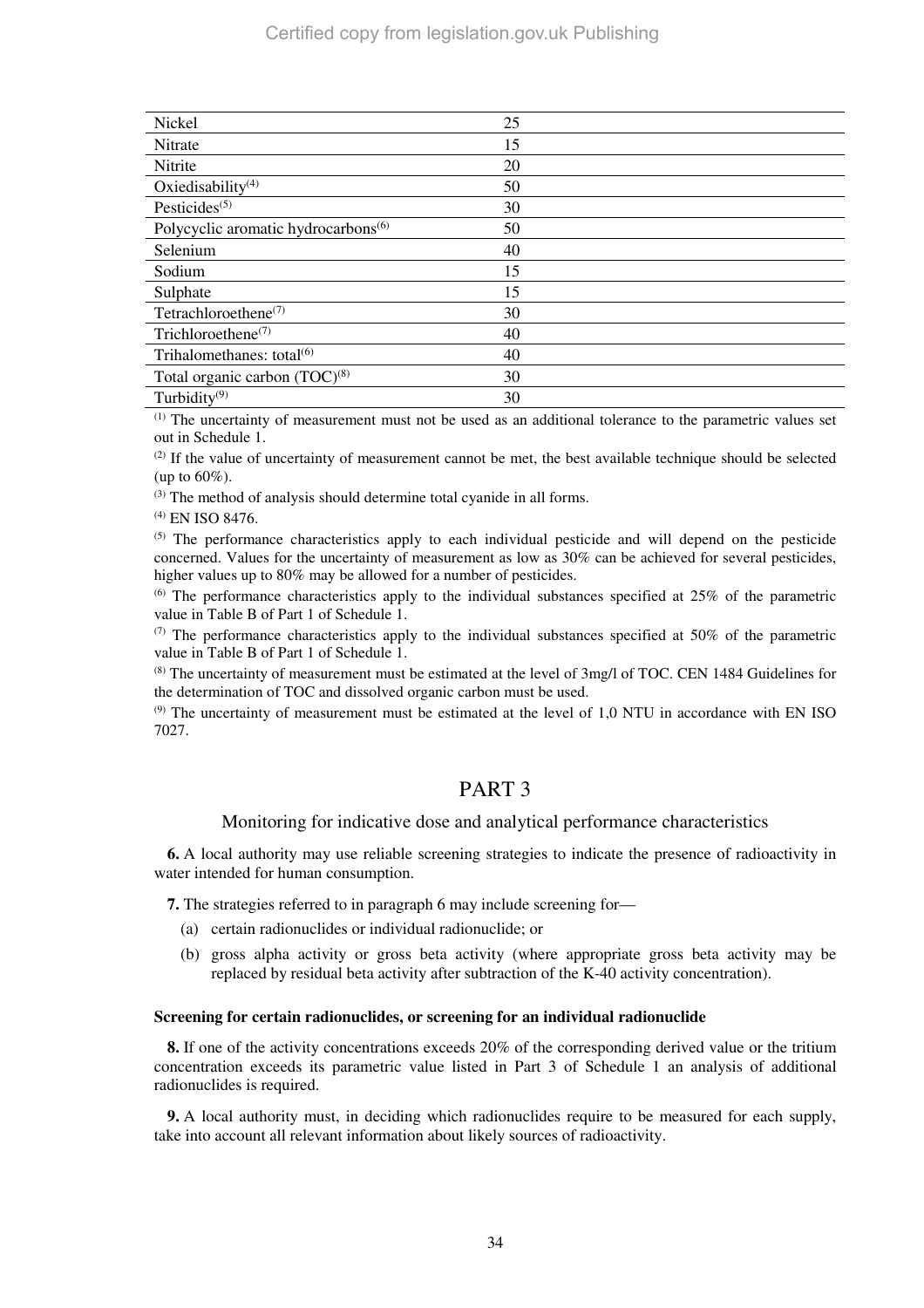| | |
|---|---|
| Nickel | 25 |
| Nitrate | 15 |
| Nitrite | 20 |
| Oxiedisability[4] | 50 |
| Pesticides[5] | 30 |
| Polycyclic aromatic hydrocarbons[6] | 50 |
| Selenium | 40 |
| Sodium | 15 |
| Sulphate | 15 |
| Tetrachloroethene[7] | 30 |
| Trichloroethene[7] | 40 |
| Trihalomethanes: total[6] | 40 |
| Total organic carbon (TOC)[8] | 30 |
| Turbidity[9] | 30 |

[1] The uncertainty of measurement must not be used as an additional tolerance to the parametric values set out in Schedule 1.

[2] If the value of uncertainty of measurement cannot be met, the best available technique should be selected (up to 60%).

[3] The method of analysis should determine total cyanide in all forms.

[4] EN ISO 8476.

[5] The performance characteristics apply to each individual pesticide and will depend on the pesticide concerned. Values for the uncertainty of measurement as low as 30% can be achieved for several pesticides, higher values up to 80% may be allowed for a number of pesticides.

[6] The performance characteristics apply to the individual substances specified at 25% of the parametric value in Table B of Part 1 of Schedule 1.

[7] The performance characteristics apply to the individual substances specified at 50% of the parametric value in Table B of Part 1 of Schedule 1.

[8] The uncertainty of measurement must be estimated at the level of 3mg/l of TOC. CEN 1484 Guidelines for the determination of TOC and dissolved organic carbon must be used.

[9] The uncertainty of measurement must be estimated at the level of 1,0 NTU in accordance with EN ISO 7027.

# PART 3

## Monitoring for indicative dose and analytical performance characteristics

**6.** A local authority may use reliable screening strategies to indicate the presence of radioactivity in water intended for human consumption.

**7.** The strategies referred to in paragraph 6 may include screening for—

(a) certain radionuclides or individual radionuclide; or

(b) gross alpha activity or gross beta activity (where appropriate gross beta activity may be replaced by residual beta activity after subtraction of the K-40 activity concentration).

### Screening for certain radionuclides, or screening for an individual radionuclide

**8.** If one of the activity concentrations exceeds 20% of the corresponding derived value or the tritium concentration exceeds its parametric value listed in Part 3 of Schedule 1 an analysis of additional radionuclides is required.

**9.** A local authority must, in deciding which radionuclides require to be measured for each supply, take into account all relevant information about likely sources of radioactivity.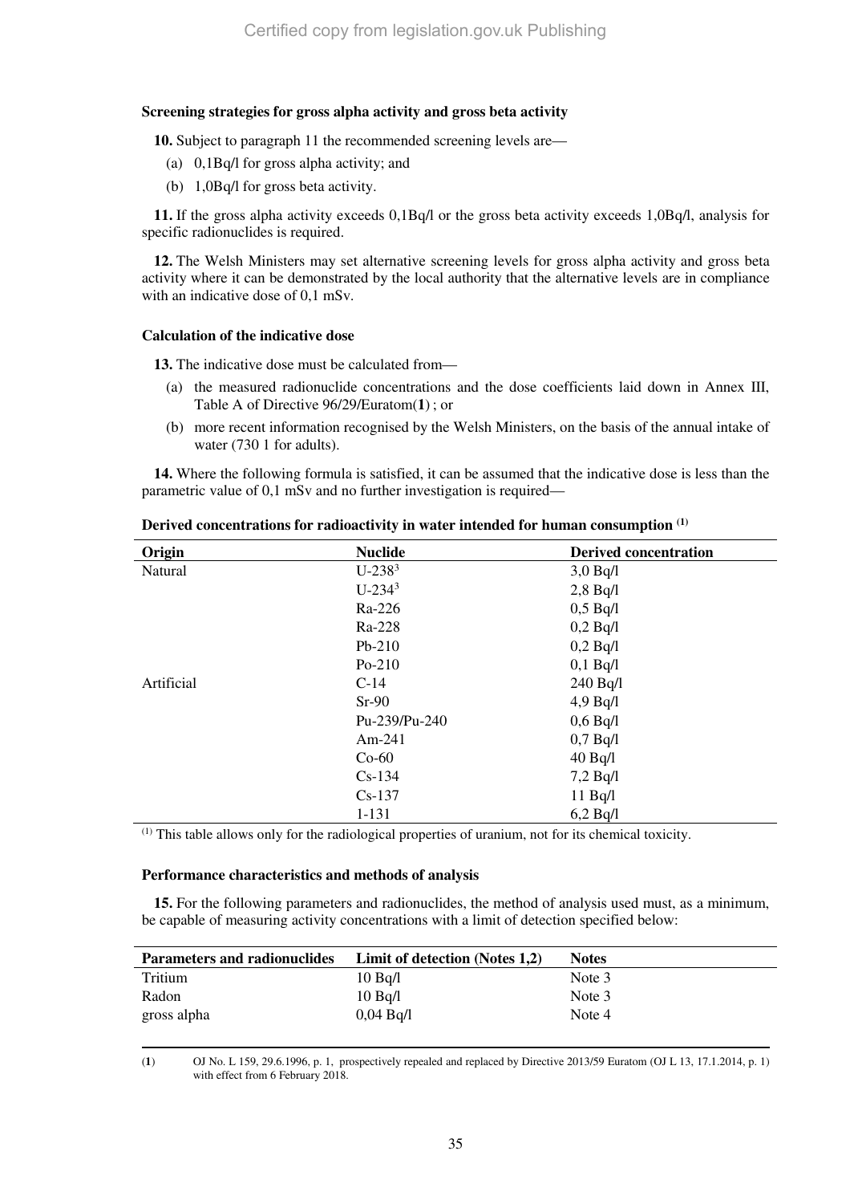### Screening strategies for gross alpha activity and gross beta activity

**10.** Subject to paragraph 11 the recommended screening levels are—

(a) 0,1Bq/l for gross alpha activity; and

(b) 1,0Bq/l for gross beta activity.

**11.** If the gross alpha activity exceeds 0,1Bq/l or the gross beta activity exceeds 1,0Bq/l, analysis for specific radionuclides is required.

**12.** The Welsh Ministers may set alternative screening levels for gross alpha activity and gross beta activity where it can be demonstrated by the local authority that the alternative levels are in compliance with an indicative dose of 0,1 mSv.

### Calculation of the indicative dose

**13.** The indicative dose must be calculated from—

(a) the measured radionuclide concentrations and the dose coefficients laid down in Annex III, Table A of Directive 96/29/Euratom(**1**) ; or

(b) more recent information recognised by the Welsh Ministers, on the basis of the annual intake of water (730 1 for adults).

**14.** Where the following formula is satisfied, it can be assumed that the indicative dose is less than the parametric value of 0,1 mSv and no further investigation is required—

**Derived concentrations for radioactivity in water intended for human consumption [(1)]**

| Origin | Nuclide | Derived concentration |
|---|---|---|
| Natural | U-238[3] | 3,0 Bq/l |
| | U-234[3] | 2,8 Bq/l |
| | Ra-226 | 0,5 Bq/l |
| | Ra-228 | 0,2 Bq/l |
| | Pb-210 | 0,2 Bq/l |
| | Po-210 | 0,1 Bq/l |
| Artificial | C-14 | 240 Bq/l |
| | Sr-90 | 4,9 Bq/l |
| | Pu-239/Pu-240 | 0,6 Bq/l |
| | Am-241 | 0,7 Bq/l |
| | Co-60 | 40 Bq/l |
| | Cs-134 | 7,2 Bq/l |
| | Cs-137 | 11 Bq/l |
| | 1-131 | 6,2 Bq/l |

[(1)] This table allows only for the radiological properties of uranium, not for its chemical toxicity.

### Performance characteristics and methods of analysis

**15.** For the following parameters and radionuclides, the method of analysis used must, as a minimum, be capable of measuring activity concentrations with a limit of detection specified below:

| Parameters and radionuclides | Limit of detection (Notes 1,2) | Notes |
|---|---|---|
| Tritium | 10 Bq/l | Note 3 |
| Radon | 10 Bq/l | Note 3 |
| gross alpha | 0,04 Bq/l | Note 4 |

(**1**) OJ No. L 159, 29.6.1996, p. 1, prospectively repealed and replaced by Directive 2013/59 Euratom (OJ L 13, 17.1.2014, p. 1) with effect from 6 February 2018.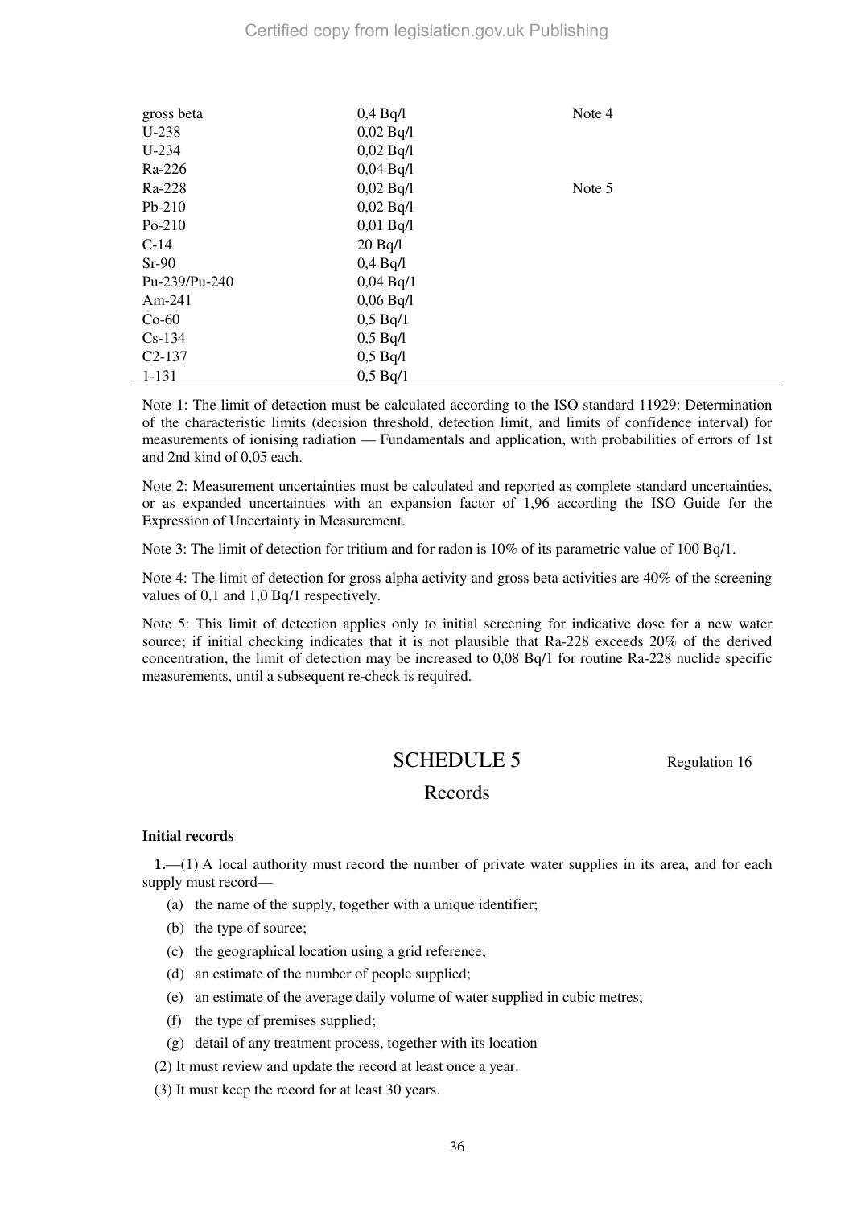Certified copy from legislation.gov.uk Publishing

| | | |
|---|---|---|
| gross beta | 0,4 Bq/l | Note 4 |
| U-238 | 0,02 Bq/l | |
| U-234 | 0,02 Bq/l | |
| Ra-226 | 0,04 Bq/l | |
| Ra-228 | 0,02 Bq/l | Note 5 |
| Pb-210 | 0,02 Bq/l | |
| Po-210 | 0,01 Bq/l | |
| C-14 | 20 Bq/l | |
| Sr-90 | 0,4 Bq/l | |
| Pu-239/Pu-240 | 0,04 Bq/1 | |
| Am-241 | 0,06 Bq/l | |
| Co-60 | 0,5 Bq/1 | |
| Cs-134 | 0,5 Bq/l | |
| C2-137 | 0,5 Bq/l | |
| 1-131 | 0,5 Bq/1 | |

Note 1: The limit of detection must be calculated according to the ISO standard 11929: Determination of the characteristic limits (decision threshold, detection limit, and limits of confidence interval) for measurements of ionising radiation — Fundamentals and application, with probabilities of errors of 1st and 2nd kind of 0,05 each.

Note 2: Measurement uncertainties must be calculated and reported as complete standard uncertainties, or as expanded uncertainties with an expansion factor of 1,96 according the ISO Guide for the Expression of Uncertainty in Measurement.

Note 3: The limit of detection for tritium and for radon is 10% of its parametric value of 100 Bq/1.

Note 4: The limit of detection for gross alpha activity and gross beta activities are 40% of the screening values of 0,1 and 1,0 Bq/1 respectively.

Note 5: This limit of detection applies only to initial screening for indicative dose for a new water source; if initial checking indicates that it is not plausible that Ra-228 exceeds 20% of the derived concentration, the limit of detection may be increased to 0,08 Bq/1 for routine Ra-228 nuclide specific measurements, until a subsequent re-check is required.

# SCHEDULE 5

Regulation 16

## Records

**Initial records**

**1.**—(1) A local authority must record the number of private water supplies in its area, and for each supply must record—

(a) the name of the supply, together with a unique identifier;

(b) the type of source;

(c) the geographical location using a grid reference;

(d) an estimate of the number of people supplied;

(e) an estimate of the average daily volume of water supplied in cubic metres;

(f) the type of premises supplied;

(g) detail of any treatment process, together with its location

(2) It must review and update the record at least once a year.

(3) It must keep the record for at least 30 years.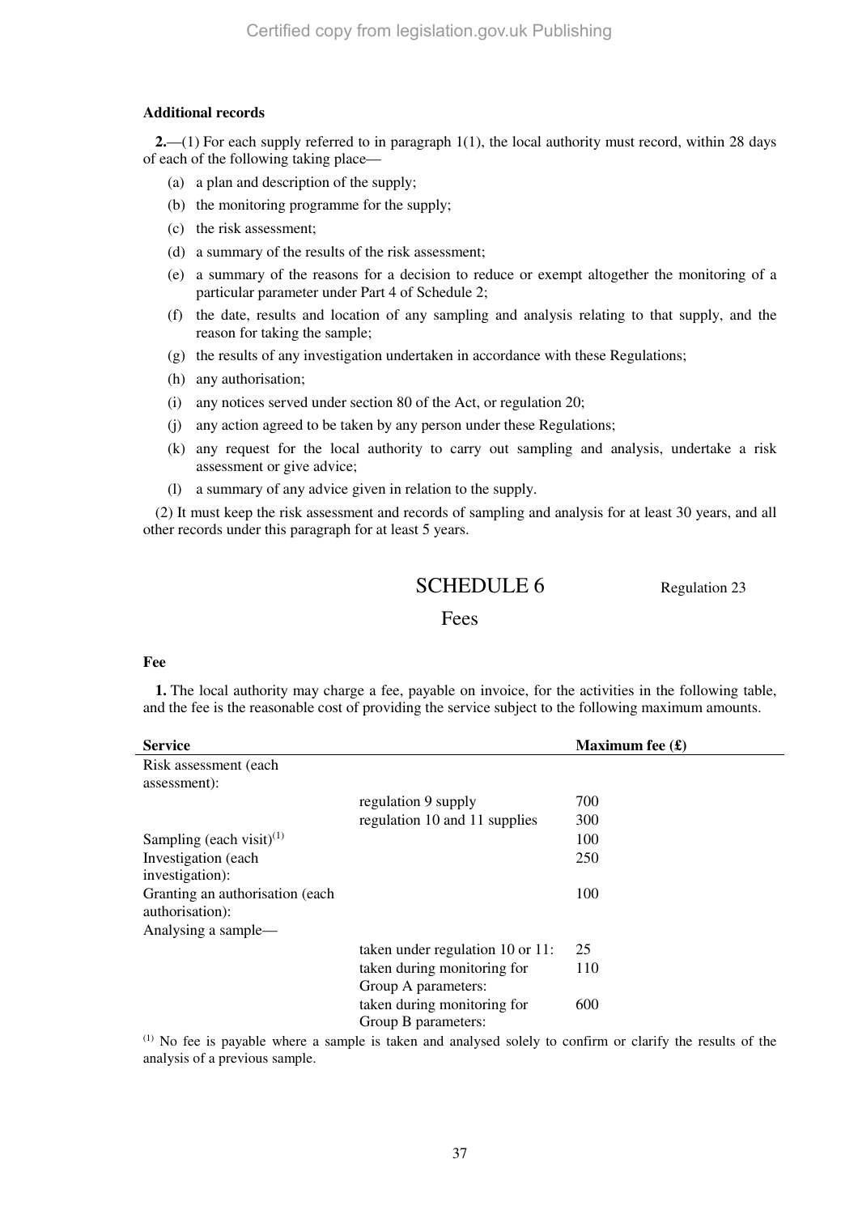**Additional records**

**2.**—(1) For each supply referred to in paragraph 1(1), the local authority must record, within 28 days of each of the following taking place—

(a) a plan and description of the supply;

(b) the monitoring programme for the supply;

(c) the risk assessment;

(d) a summary of the results of the risk assessment;

(e) a summary of the reasons for a decision to reduce or exempt altogether the monitoring of a particular parameter under Part 4 of Schedule 2;

(f) the date, results and location of any sampling and analysis relating to that supply, and the reason for taking the sample;

(g) the results of any investigation undertaken in accordance with these Regulations;

(h) any authorisation;

(i) any notices served under section 80 of the Act, or regulation 20;

(j) any action agreed to be taken by any person under these Regulations;

(k) any request for the local authority to carry out sampling and analysis, undertake a risk assessment or give advice;

(l) a summary of any advice given in relation to the supply.

(2) It must keep the risk assessment and records of sampling and analysis for at least 30 years, and all other records under this paragraph for at least 5 years.

## SCHEDULE 6

Regulation 23

### Fees

**Fee**

**1.** The local authority may charge a fee, payable on invoice, for the activities in the following table, and the fee is the reasonable cost of providing the service subject to the following maximum amounts.

| **Service** | | **Maximum fee (£)** |
|---|---|---|
| Risk assessment (each assessment): | | |
| | regulation 9 supply | 700 |
| | regulation 10 and 11 supplies | 300 |
| Sampling (each visit)[1] | | 100 |
| Investigation (each investigation): | | 250 |
| Granting an authorisation (each authorisation): | | 100 |
| Analysing a sample— | | |
| | taken under regulation 10 or 11: | 25 |
| | taken during monitoring for Group A parameters: | 110 |
| | taken during monitoring for Group B parameters: | 600 |

[1] No fee is payable where a sample is taken and analysed solely to confirm or clarify the results of the analysis of a previous sample.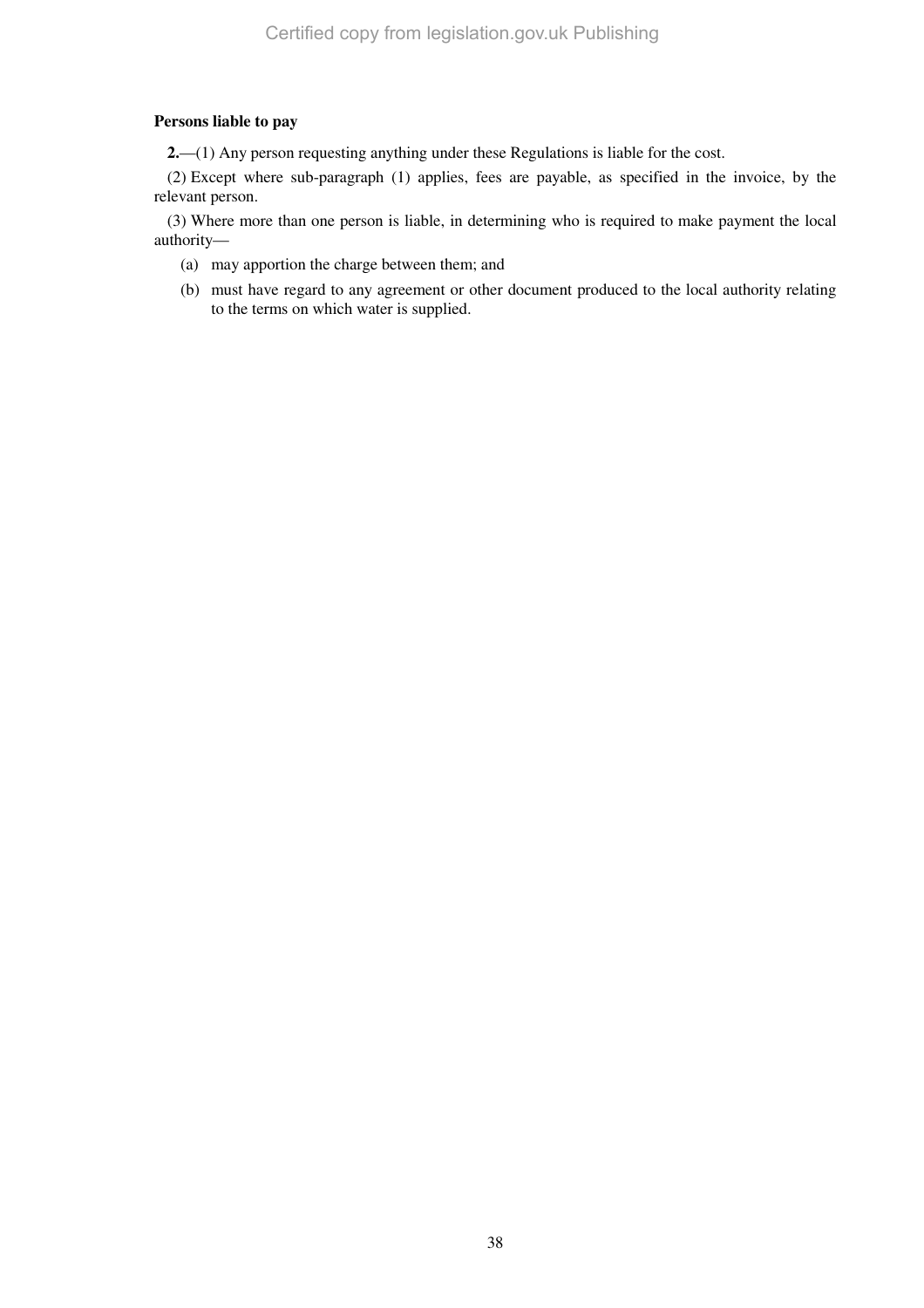**Persons liable to pay**

**2.**—(1) Any person requesting anything under these Regulations is liable for the cost.

(2) Except where sub-paragraph (1) applies, fees are payable, as specified in the invoice, by the relevant person.

(3) Where more than one person is liable, in determining who is required to make payment the local authority—

(a) may apportion the charge between them; and

(b) must have regard to any agreement or other document produced to the local authority relating to the terms on which water is supplied.